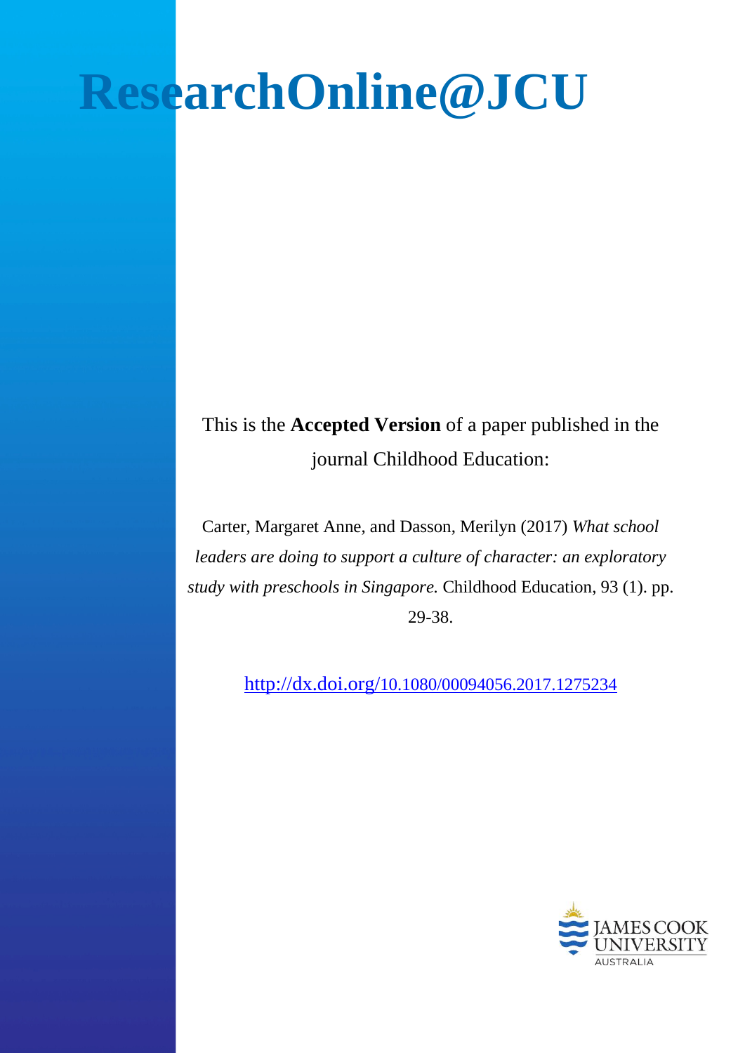# ResearchOnline@JCU

This is the **Accepted Version** of a paper published in the journal Childhood Education:

Carter, Margaret Anne, and Dasson, Merilyn (2017) *What school leaders are doing to support a culture of character: an exploratory study with preschools in Singapore.* Childhood Education, 93 (1). pp. 29-38.

http://dx.doi.org/10.1080/00094056.2017.1275234

JAMES COOK UNIVERSITY AUSTRALIA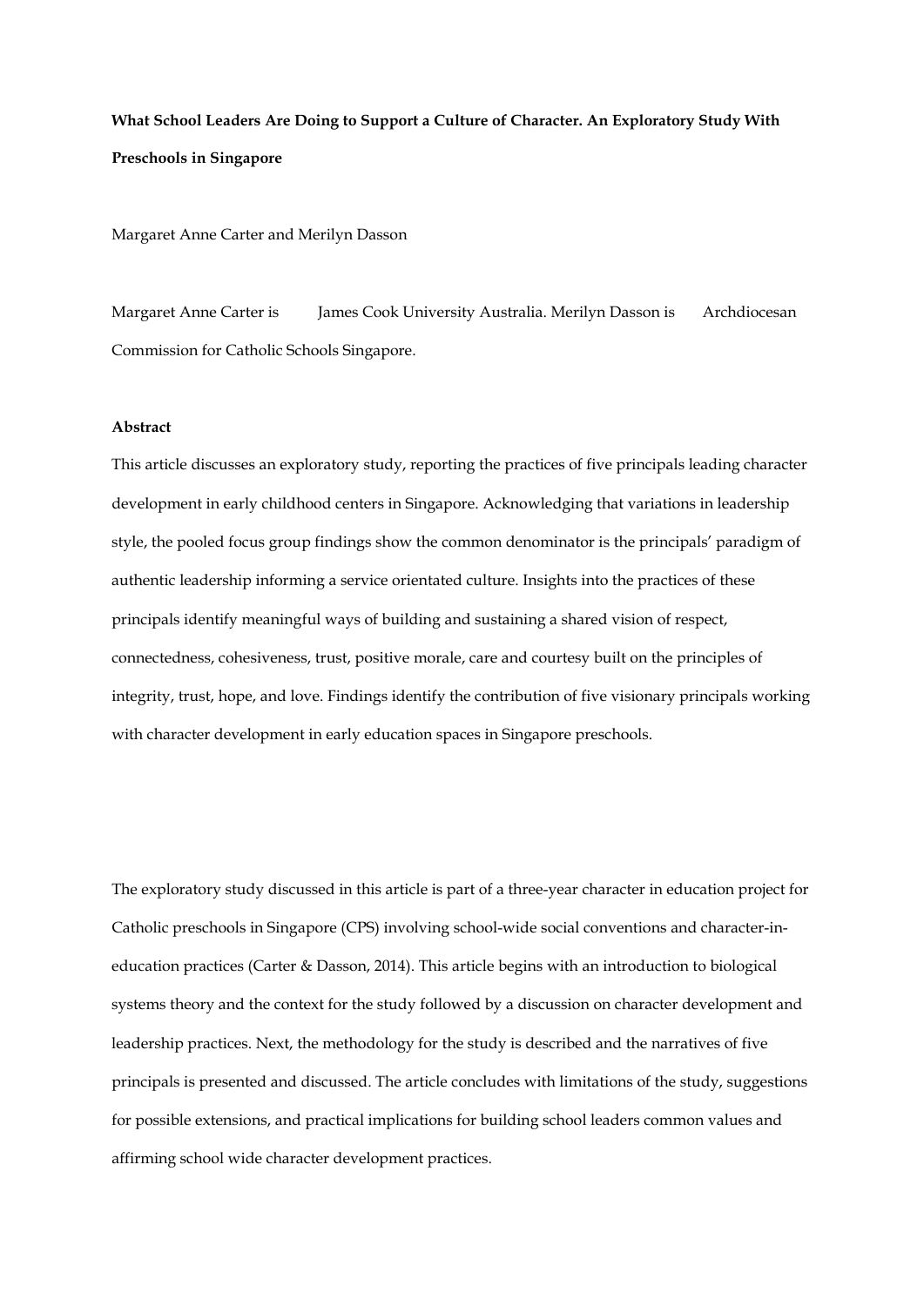**What School Leaders Are Doing to Support a Culture of Character. An Exploratory Study With Preschools in Singapore**

Margaret Anne Carter and Merilyn Dasson

Margaret Anne Carter is James Cook University Australia. Merilyn Dasson is Archdiocesan Commission for Catholic Schools Singapore.

**Abstract**

This article discusses an exploratory study, reporting the practices of five principals leading character development in early childhood centers in Singapore. Acknowledging that variations in leadership style, the pooled focus group findings show the common denominator is the principals' paradigm of authentic leadership informing a service orientated culture. Insights into the practices of these principals identify meaningful ways of building and sustaining a shared vision of respect, connectedness, cohesiveness, trust, positive morale, care and courtesy built on the principles of integrity, trust, hope, and love. Findings identify the contribution of five visionary principals working with character development in early education spaces in Singapore preschools.

The exploratory study discussed in this article is part of a three-year character in education project for Catholic preschools in Singapore (CPS) involving school-wide social conventions and character-in-education practices (Carter & Dasson, 2014). This article begins with an introduction to biological systems theory and the context for the study followed by a discussion on character development and leadership practices. Next, the methodology for the study is described and the narratives of five principals is presented and discussed. The article concludes with limitations of the study, suggestions for possible extensions, and practical implications for building school leaders common values and affirming school wide character development practices.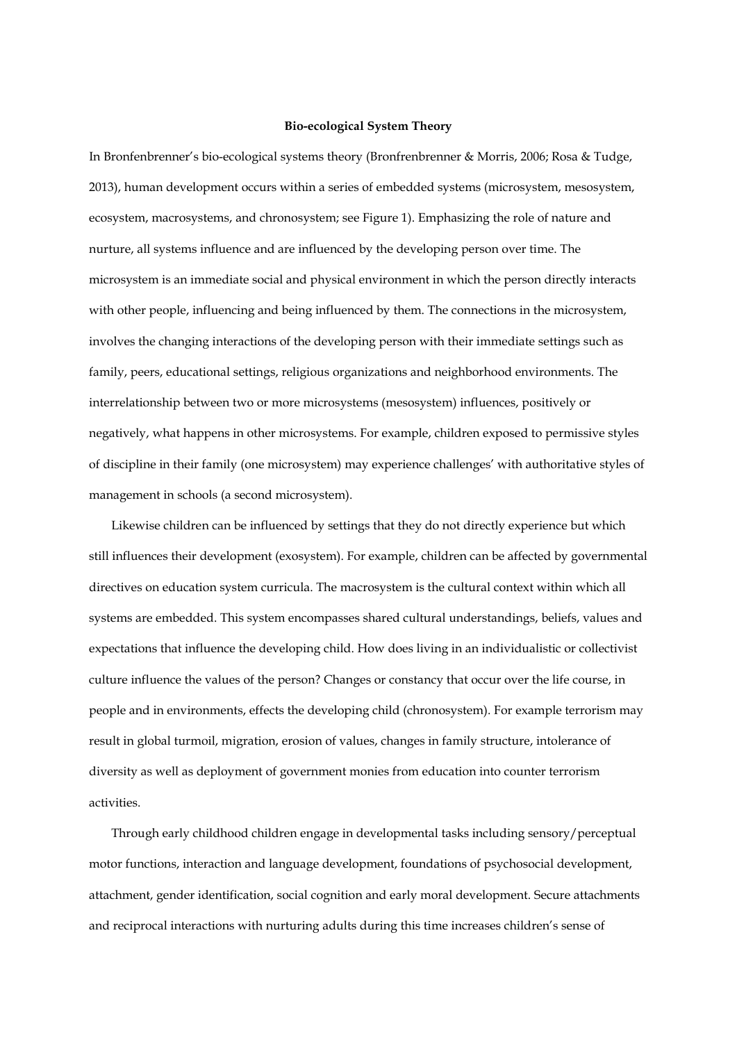**Bio-ecological System Theory**

In Bronfenbrenner's bio-ecological systems theory (Bronfenbrenner & Morris, 2006; Rosa & Tudge, 2013), human development occurs within a series of embedded systems (microsystem, mesosystem, ecosystem, macrosystems, and chronosystem; see Figure 1). Emphasizing the role of nature and nurture, all systems influence and are influenced by the developing person over time. The microsystem is an immediate social and physical environment in which the person directly interacts with other people, influencing and being influenced by them. The connections in the microsystem, involves the changing interactions of the developing person with their immediate settings such as family, peers, educational settings, religious organizations and neighborhood environments. The interrelationship between two or more microsystems (mesosystem) influences, positively or negatively, what happens in other microsystems. For example, children exposed to permissive styles of discipline in their family (one microsystem) may experience challenges' with authoritative styles of management in schools (a second microsystem).

Likewise children can be influenced by settings that they do not directly experience but which still influences their development (exosystem). For example, children can be affected by governmental directives on education system curricula. The macrosystem is the cultural context within which all systems are embedded. This system encompasses shared cultural understandings, beliefs, values and expectations that influence the developing child. How does living in an individualistic or collectivist culture influence the values of the person? Changes or constancy that occur over the life course, in people and in environments, effects the developing child (chronosystem). For example terrorism may result in global turmoil, migration, erosion of values, changes in family structure, intolerance of diversity as well as deployment of government monies from education into counter terrorism activities.

Through early childhood children engage in developmental tasks including sensory/perceptual motor functions, interaction and language development, foundations of psychosocial development, attachment, gender identification, social cognition and early moral development. Secure attachments and reciprocal interactions with nurturing adults during this time increases children's sense of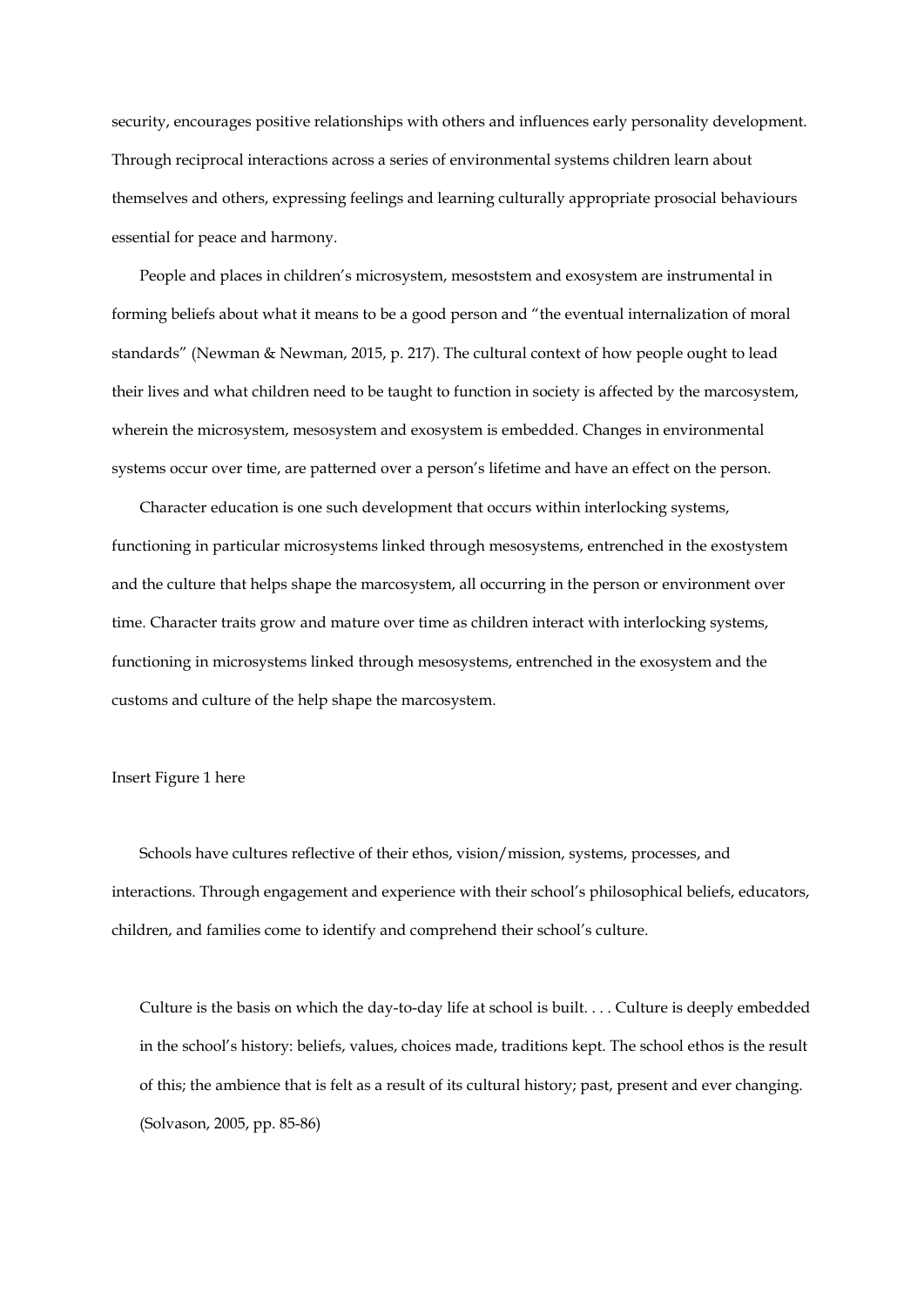security, encourages positive relationships with others and influences early personality development. Through reciprocal interactions across a series of environmental systems children learn about themselves and others, expressing feelings and learning culturally appropriate prosocial behaviours essential for peace and harmony.

People and places in children's microsystem, mesoststem and exosystem are instrumental in forming beliefs about what it means to be a good person and "the eventual internalization of moral standards" (Newman & Newman, 2015, p. 217). The cultural context of how people ought to lead their lives and what children need to be taught to function in society is affected by the marcosystem, wherein the microsystem, mesosystem and exosystem is embedded. Changes in environmental systems occur over time, are patterned over a person's lifetime and have an effect on the person.

Character education is one such development that occurs within interlocking systems, functioning in particular microsystems linked through mesosystems, entrenched in the exostystem and the culture that helps shape the marcosystem, all occurring in the person or environment over time. Character traits grow and mature over time as children interact with interlocking systems, functioning in microsystems linked through mesosystems, entrenched in the exosystem and the customs and culture of the help shape the marcosystem.

Insert Figure 1 here

Schools have cultures reflective of their ethos, vision/mission, systems, processes, and interactions. Through engagement and experience with their school's philosophical beliefs, educators, children, and families come to identify and comprehend their school's culture.

> Culture is the basis on which the day-to-day life at school is built. . . . Culture is deeply embedded in the school's history: beliefs, values, choices made, traditions kept. The school ethos is the result of this; the ambience that is felt as a result of its cultural history; past, present and ever changing. (Solvason, 2005, pp. 85-86)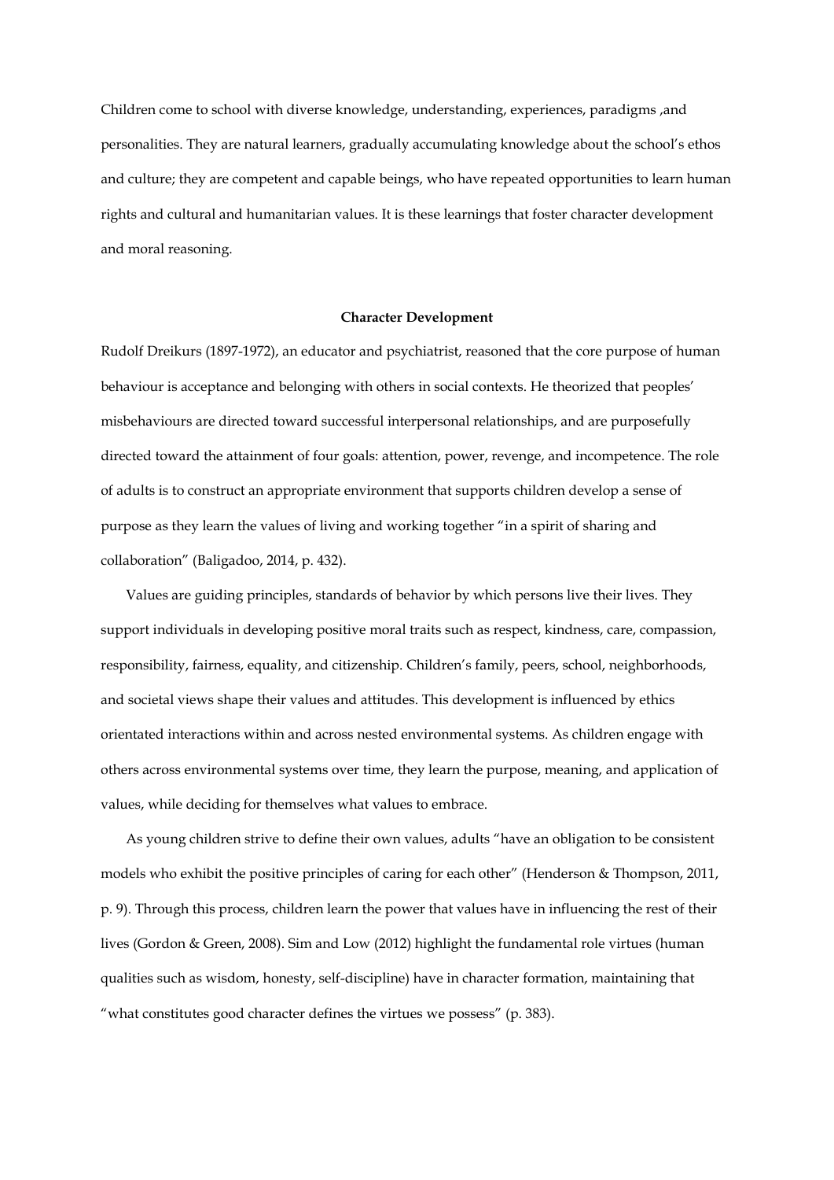Children come to school with diverse knowledge, understanding, experiences, paradigms ,and personalities. They are natural learners, gradually accumulating knowledge about the school's ethos and culture; they are competent and capable beings, who have repeated opportunities to learn human rights and cultural and humanitarian values. It is these learnings that foster character development and moral reasoning.

## Character Development

Rudolf Dreikurs (1897-1972), an educator and psychiatrist, reasoned that the core purpose of human behaviour is acceptance and belonging with others in social contexts. He theorized that peoples' misbehaviours are directed toward successful interpersonal relationships, and are purposefully directed toward the attainment of four goals: attention, power, revenge, and incompetence. The role of adults is to construct an appropriate environment that supports children develop a sense of purpose as they learn the values of living and working together "in a spirit of sharing and collaboration" (Baligadoo, 2014, p. 432).

Values are guiding principles, standards of behavior by which persons live their lives. They support individuals in developing positive moral traits such as respect, kindness, care, compassion, responsibility, fairness, equality, and citizenship. Children's family, peers, school, neighborhoods, and societal views shape their values and attitudes. This development is influenced by ethics orientated interactions within and across nested environmental systems. As children engage with others across environmental systems over time, they learn the purpose, meaning, and application of values, while deciding for themselves what values to embrace.

As young children strive to define their own values, adults "have an obligation to be consistent models who exhibit the positive principles of caring for each other" (Henderson & Thompson, 2011, p. 9). Through this process, children learn the power that values have in influencing the rest of their lives (Gordon & Green, 2008). Sim and Low (2012) highlight the fundamental role virtues (human qualities such as wisdom, honesty, self-discipline) have in character formation, maintaining that "what constitutes good character defines the virtues we possess" (p. 383).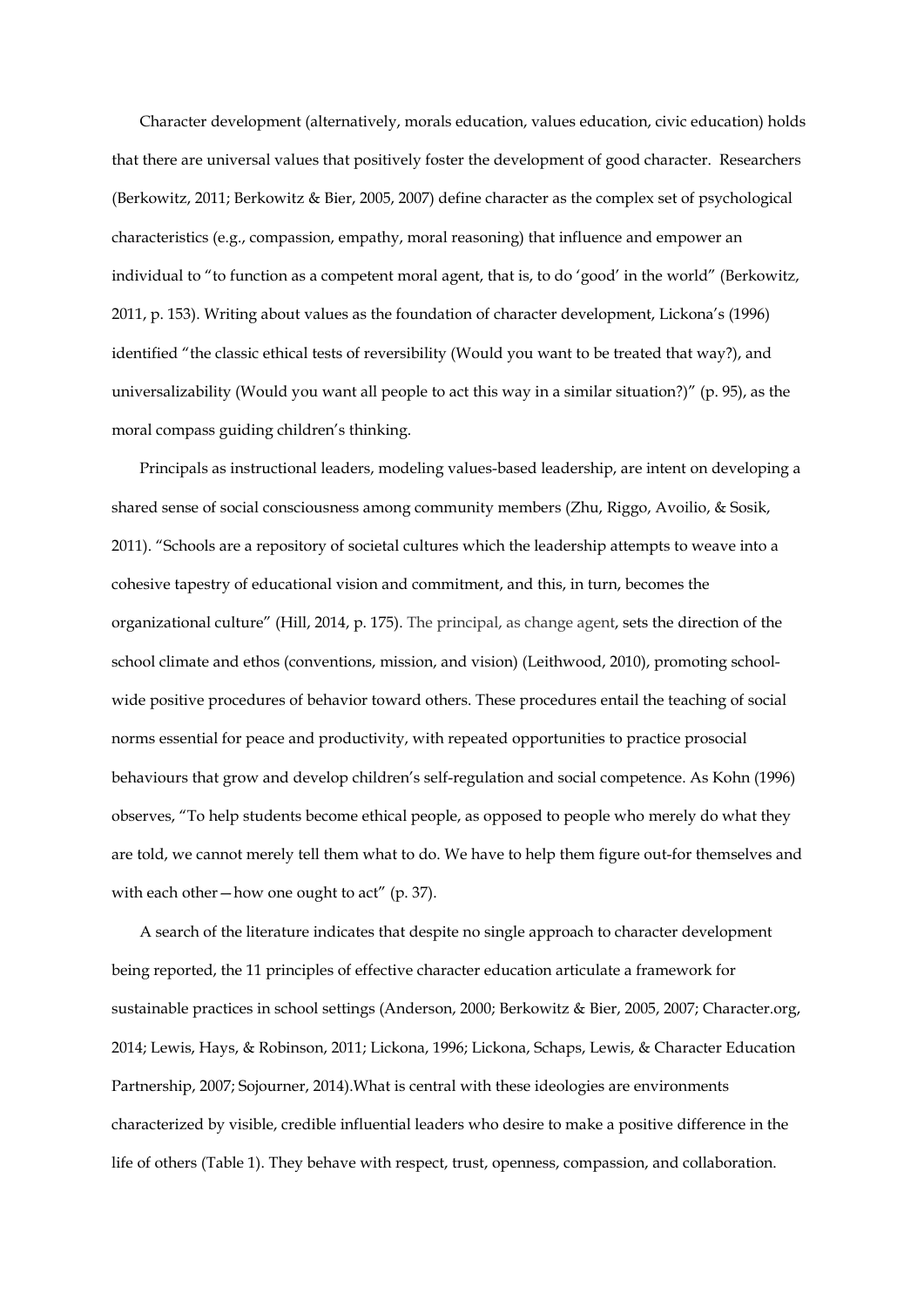Character development (alternatively, morals education, values education, civic education) holds that there are universal values that positively foster the development of good character. Researchers (Berkowitz, 2011; Berkowitz & Bier, 2005, 2007) define character as the complex set of psychological characteristics (e.g., compassion, empathy, moral reasoning) that influence and empower an individual to "to function as a competent moral agent, that is, to do 'good' in the world" (Berkowitz, 2011, p. 153). Writing about values as the foundation of character development, Lickona's (1996) identified "the classic ethical tests of reversibility (Would you want to be treated that way?), and universalizability (Would you want all people to act this way in a similar situation?)" (p. 95), as the moral compass guiding children's thinking.

Principals as instructional leaders, modeling values-based leadership, are intent on developing a shared sense of social consciousness among community members (Zhu, Riggo, Avoilio, & Sosik, 2011). "Schools are a repository of societal cultures which the leadership attempts to weave into a cohesive tapestry of educational vision and commitment, and this, in turn, becomes the organizational culture" (Hill, 2014, p. 175). The principal, as change agent, sets the direction of the school climate and ethos (conventions, mission, and vision) (Leithwood, 2010), promoting school-wide positive procedures of behavior toward others. These procedures entail the teaching of social norms essential for peace and productivity, with repeated opportunities to practice prosocial behaviours that grow and develop children's self-regulation and social competence. As Kohn (1996) observes, "To help students become ethical people, as opposed to people who merely do what they are told, we cannot merely tell them what to do. We have to help them figure out-for themselves and with each other—how one ought to act" (p. 37).

A search of the literature indicates that despite no single approach to character development being reported, the 11 principles of effective character education articulate a framework for sustainable practices in school settings (Anderson, 2000; Berkowitz & Bier, 2005, 2007; Character.org, 2014; Lewis, Hays, & Robinson, 2011; Lickona, 1996; Lickona, Schaps, Lewis, & Character Education Partnership, 2007; Sojourner, 2014).What is central with these ideologies are environments characterized by visible, credible influential leaders who desire to make a positive difference in the life of others (Table 1). They behave with respect, trust, openness, compassion, and collaboration.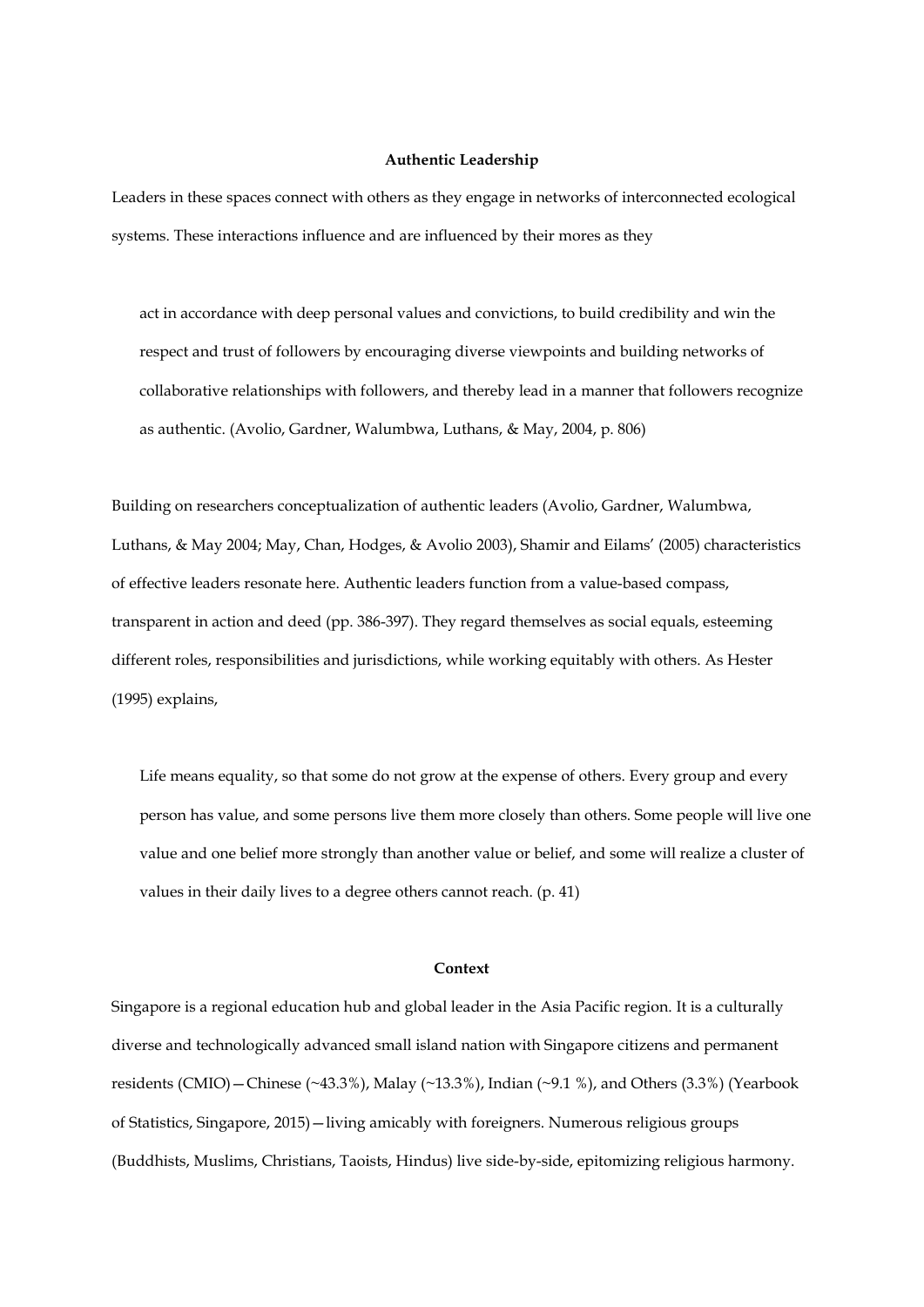## Authentic Leadership

Leaders in these spaces connect with others as they engage in networks of interconnected ecological systems. These interactions influence and are influenced by their mores as they

> act in accordance with deep personal values and convictions, to build credibility and win the respect and trust of followers by encouraging diverse viewpoints and building networks of collaborative relationships with followers, and thereby lead in a manner that followers recognize as authentic. (Avolio, Gardner, Walumbwa, Luthans, & May, 2004, p. 806)

Building on researchers conceptualization of authentic leaders (Avolio, Gardner, Walumbwa, Luthans, & May 2004; May, Chan, Hodges, & Avolio 2003), Shamir and Eilams' (2005) characteristics of effective leaders resonate here. Authentic leaders function from a value-based compass, transparent in action and deed (pp. 386-397). They regard themselves as social equals, esteeming different roles, responsibilities and jurisdictions, while working equitably with others. As Hester (1995) explains,

> Life means equality, so that some do not grow at the expense of others. Every group and every person has value, and some persons live them more closely than others. Some people will live one value and one belief more strongly than another value or belief, and some will realize a cluster of values in their daily lives to a degree others cannot reach. (p. 41)

## Context

Singapore is a regional education hub and global leader in the Asia Pacific region. It is a culturally diverse and technologically advanced small island nation with Singapore citizens and permanent residents (CMIO)—Chinese (~43.3%), Malay (~13.3%), Indian (~9.1 %), and Others (3.3%) (Yearbook of Statistics, Singapore, 2015)—living amicably with foreigners. Numerous religious groups (Buddhists, Muslims, Christians, Taoists, Hindus) live side-by-side, epitomizing religious harmony.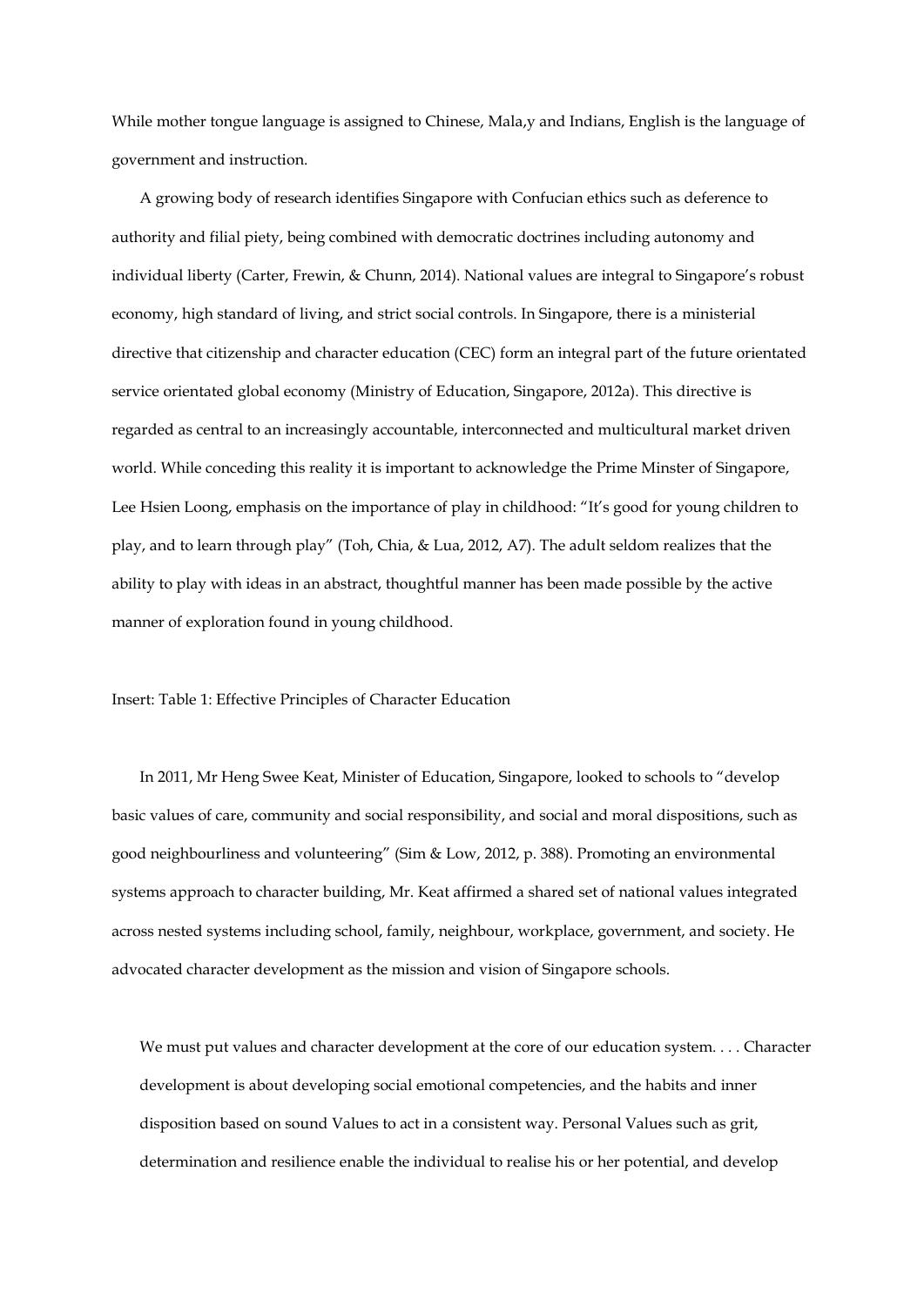While mother tongue language is assigned to Chinese, Mala,y and Indians, English is the language of government and instruction.

A growing body of research identifies Singapore with Confucian ethics such as deference to authority and filial piety, being combined with democratic doctrines including autonomy and individual liberty (Carter, Frewin, & Chunn, 2014). National values are integral to Singapore's robust economy, high standard of living, and strict social controls. In Singapore, there is a ministerial directive that citizenship and character education (CEC) form an integral part of the future orientated service orientated global economy (Ministry of Education, Singapore, 2012a). This directive is regarded as central to an increasingly accountable, interconnected and multicultural market driven world. While conceding this reality it is important to acknowledge the Prime Minster of Singapore, Lee Hsien Loong, emphasis on the importance of play in childhood: "It's good for young children to play, and to learn through play" (Toh, Chia, & Lua, 2012, A7). The adult seldom realizes that the ability to play with ideas in an abstract, thoughtful manner has been made possible by the active manner of exploration found in young childhood.

Insert: Table 1: Effective Principles of Character Education

In 2011, Mr Heng Swee Keat, Minister of Education, Singapore, looked to schools to "develop basic values of care, community and social responsibility, and social and moral dispositions, such as good neighbourliness and volunteering" (Sim & Low, 2012, p. 388). Promoting an environmental systems approach to character building, Mr. Keat affirmed a shared set of national values integrated across nested systems including school, family, neighbour, workplace, government, and society. He advocated character development as the mission and vision of Singapore schools.

> We must put values and character development at the core of our education system. . . . Character development is about developing social emotional competencies, and the habits and inner disposition based on sound Values to act in a consistent way. Personal Values such as grit, determination and resilience enable the individual to realise his or her potential, and develop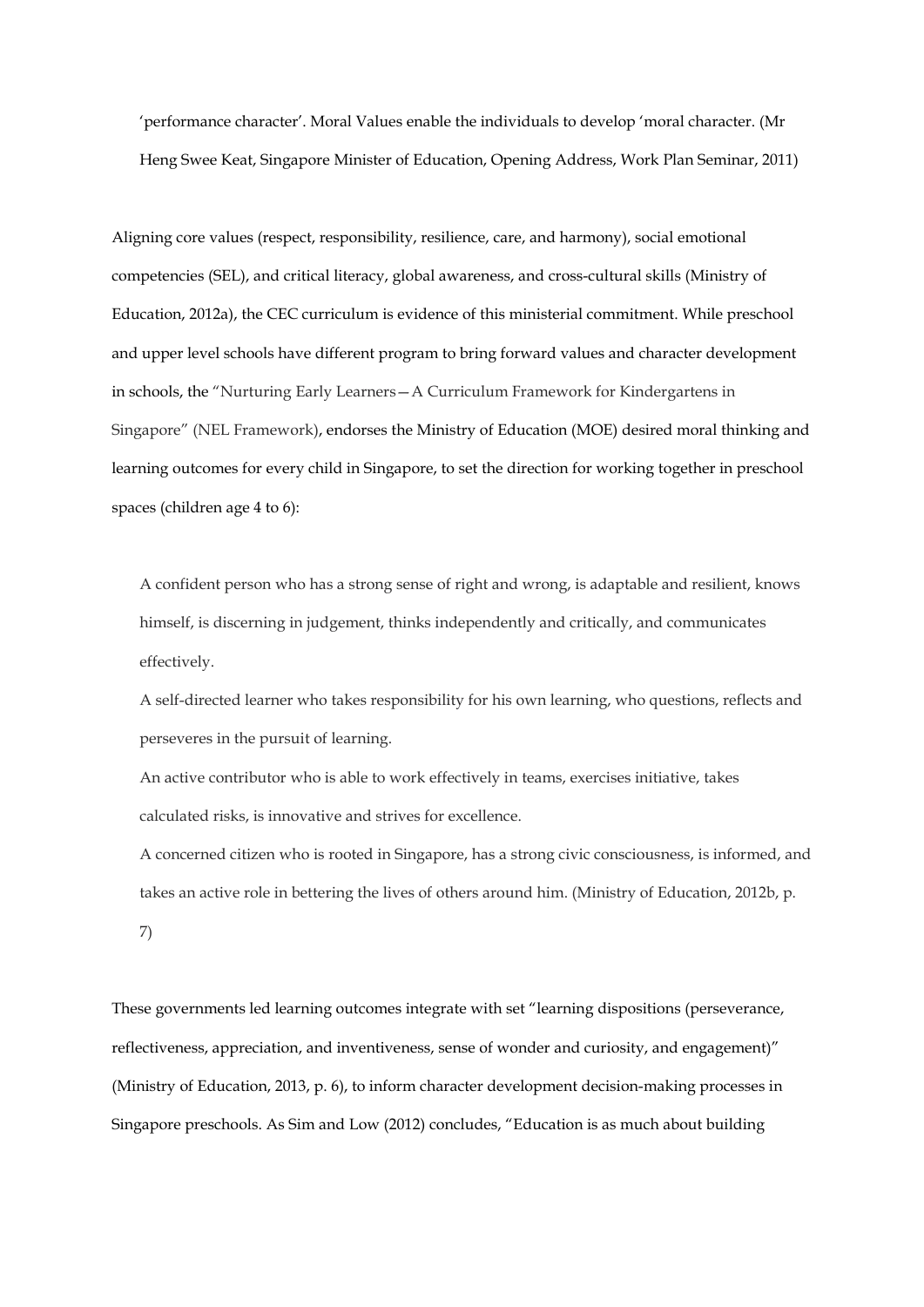'performance character'. Moral Values enable the individuals to develop 'moral character. (Mr Heng Swee Keat, Singapore Minister of Education, Opening Address, Work Plan Seminar, 2011)

Aligning core values (respect, responsibility, resilience, care, and harmony), social emotional competencies (SEL), and critical literacy, global awareness, and cross-cultural skills (Ministry of Education, 2012a), the CEC curriculum is evidence of this ministerial commitment. While preschool and upper level schools have different program to bring forward values and character development in schools, the "Nurturing Early Learners—A Curriculum Framework for Kindergartens in Singapore" (NEL Framework), endorses the Ministry of Education (MOE) desired moral thinking and learning outcomes for every child in Singapore, to set the direction for working together in preschool spaces (children age 4 to 6):

> A confident person who has a strong sense of right and wrong, is adaptable and resilient, knows himself, is discerning in judgement, thinks independently and critically, and communicates effectively.
>
> A self-directed learner who takes responsibility for his own learning, who questions, reflects and perseveres in the pursuit of learning.
>
> An active contributor who is able to work effectively in teams, exercises initiative, takes calculated risks, is innovative and strives for excellence.
>
> A concerned citizen who is rooted in Singapore, has a strong civic consciousness, is informed, and takes an active role in bettering the lives of others around him. (Ministry of Education, 2012b, p. 7)

These governments led learning outcomes integrate with set "learning dispositions (perseverance, reflectiveness, appreciation, and inventiveness, sense of wonder and curiosity, and engagement)" (Ministry of Education, 2013, p. 6), to inform character development decision-making processes in Singapore preschools. As Sim and Low (2012) concludes, "Education is as much about building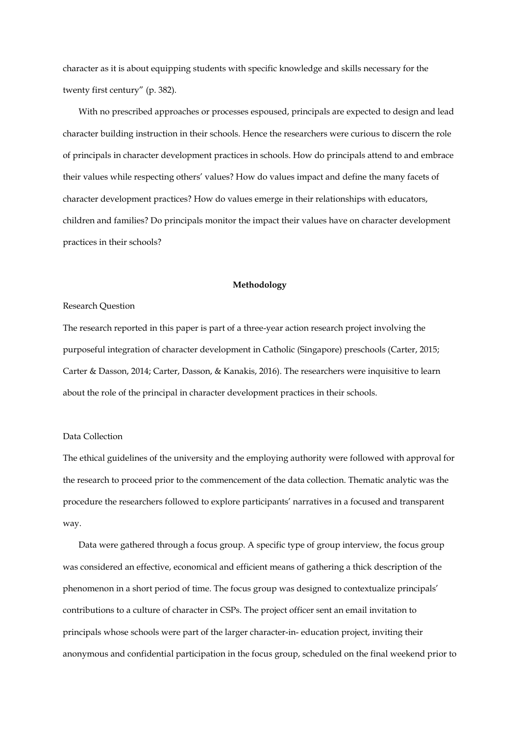character as it is about equipping students with specific knowledge and skills necessary for the twenty first century" (p. 382).

With no prescribed approaches or processes espoused, principals are expected to design and lead character building instruction in their schools. Hence the researchers were curious to discern the role of principals in character development practices in schools. How do principals attend to and embrace their values while respecting others' values? How do values impact and define the many facets of character development practices? How do values emerge in their relationships with educators, children and families? Do principals monitor the impact their values have on character development practices in their schools?

## Methodology

### Research Question

The research reported in this paper is part of a three-year action research project involving the purposeful integration of character development in Catholic (Singapore) preschools (Carter, 2015; Carter & Dasson, 2014; Carter, Dasson, & Kanakis, 2016). The researchers were inquisitive to learn about the role of the principal in character development practices in their schools.

### Data Collection

The ethical guidelines of the university and the employing authority were followed with approval for the research to proceed prior to the commencement of the data collection. Thematic analytic was the procedure the researchers followed to explore participants' narratives in a focused and transparent way.

Data were gathered through a focus group. A specific type of group interview, the focus group was considered an effective, economical and efficient means of gathering a thick description of the phenomenon in a short period of time. The focus group was designed to contextualize principals' contributions to a culture of character in CSPs. The project officer sent an email invitation to principals whose schools were part of the larger character-in- education project, inviting their anonymous and confidential participation in the focus group, scheduled on the final weekend prior to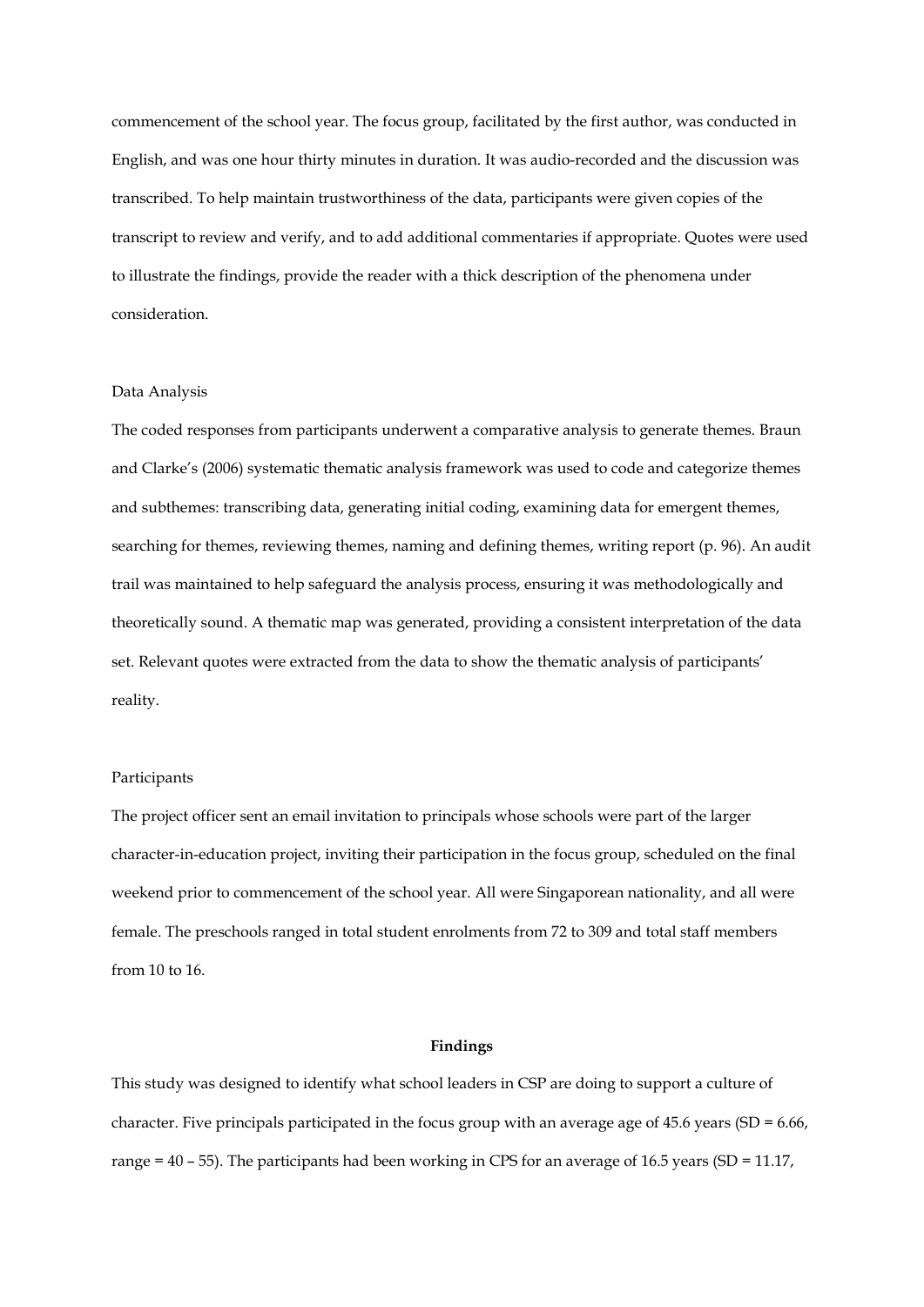commencement of the school year. The focus group, facilitated by the first author, was conducted in English, and was one hour thirty minutes in duration. It was audio-recorded and the discussion was transcribed. To help maintain trustworthiness of the data, participants were given copies of the transcript to review and verify, and to add additional commentaries if appropriate. Quotes were used to illustrate the findings, provide the reader with a thick description of the phenomena under consideration.

### Data Analysis

The coded responses from participants underwent a comparative analysis to generate themes. Braun and Clarke's (2006) systematic thematic analysis framework was used to code and categorize themes and subthemes: transcribing data, generating initial coding, examining data for emergent themes, searching for themes, reviewing themes, naming and defining themes, writing report (p. 96). An audit trail was maintained to help safeguard the analysis process, ensuring it was methodologically and theoretically sound. A thematic map was generated, providing a consistent interpretation of the data set. Relevant quotes were extracted from the data to show the thematic analysis of participants' reality.

### Participants

The project officer sent an email invitation to principals whose schools were part of the larger character-in-education project, inviting their participation in the focus group, scheduled on the final weekend prior to commencement of the school year. All were Singaporean nationality, and all were female. The preschools ranged in total student enrolments from 72 to 309 and total staff members from 10 to 16.

## Findings

This study was designed to identify what school leaders in CSP are doing to support a culture of character. Five principals participated in the focus group with an average age of 45.6 years ($SD = 6.66$, range = 40 – 55). The participants had been working in CPS for an average of 16.5 years ($SD = 11.17$,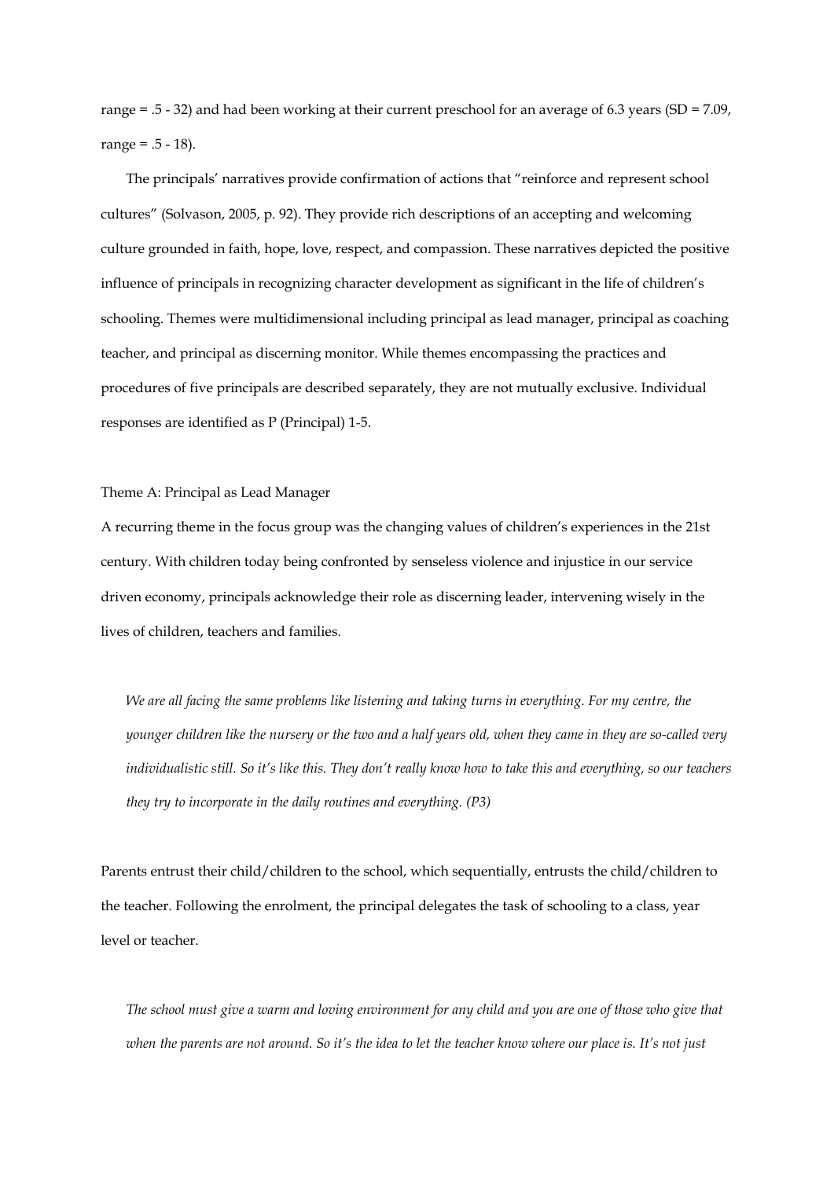range = .5 - 32) and had been working at their current preschool for an average of 6.3 years (SD = 7.09, range = .5 - 18).

The principals' narratives provide confirmation of actions that "reinforce and represent school cultures" (Solvason, 2005, p. 92). They provide rich descriptions of an accepting and welcoming culture grounded in faith, hope, love, respect, and compassion. These narratives depicted the positive influence of principals in recognizing character development as significant in the life of children's schooling. Themes were multidimensional including principal as lead manager, principal as coaching teacher, and principal as discerning monitor. While themes encompassing the practices and procedures of five principals are described separately, they are not mutually exclusive. Individual responses are identified as P (Principal) 1-5.

### Theme A: Principal as Lead Manager

A recurring theme in the focus group was the changing values of children's experiences in the 21st century. With children today being confronted by senseless violence and injustice in our service driven economy, principals acknowledge their role as discerning leader, intervening wisely in the lives of children, teachers and families.

> *We are all facing the same problems like listening and taking turns in everything. For my centre, the younger children like the nursery or the two and a half years old, when they came in they are so-called very individualistic still. So it's like this. They don't really know how to take this and everything, so our teachers they try to incorporate in the daily routines and everything. (P3)*

Parents entrust their child/children to the school, which sequentially, entrusts the child/children to the teacher. Following the enrolment, the principal delegates the task of schooling to a class, year level or teacher.

> *The school must give a warm and loving environment for any child and you are one of those who give that when the parents are not around. So it's the idea to let the teacher know where our place is. It's not just*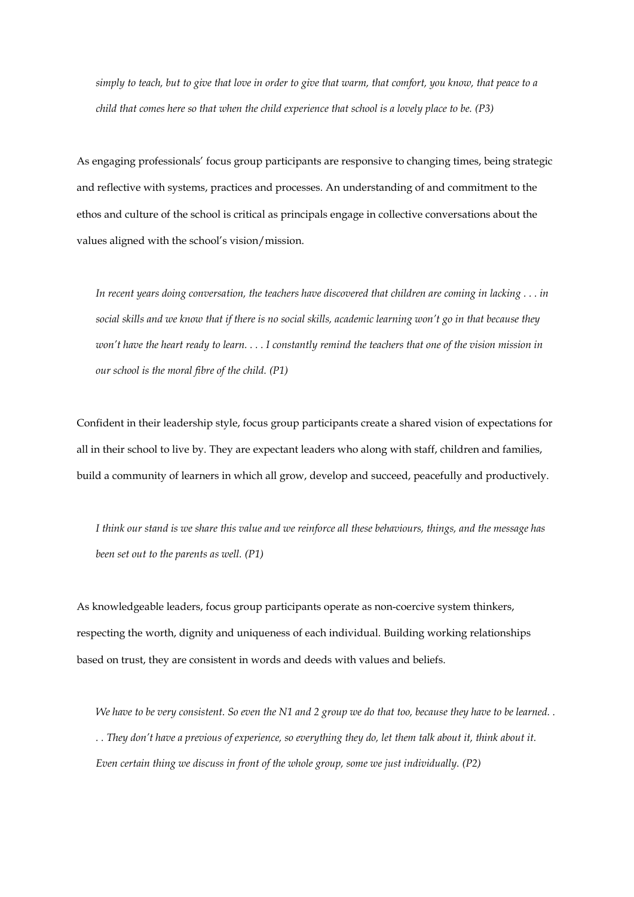*simply to teach, but to give that love in order to give that warm, that comfort, you know, that peace to a child that comes here so that when the child experience that school is a lovely place to be. (P3)*

As engaging professionals' focus group participants are responsive to changing times, being strategic and reflective with systems, practices and processes. An understanding of and commitment to the ethos and culture of the school is critical as principals engage in collective conversations about the values aligned with the school's vision/mission.

*In recent years doing conversation, the teachers have discovered that children are coming in lacking . . . in social skills and we know that if there is no social skills, academic learning won't go in that because they won't have the heart ready to learn. . . . I constantly remind the teachers that one of the vision mission in our school is the moral fibre of the child. (P1)*

Confident in their leadership style, focus group participants create a shared vision of expectations for all in their school to live by. They are expectant leaders who along with staff, children and families, build a community of learners in which all grow, develop and succeed, peacefully and productively.

*I think our stand is we share this value and we reinforce all these behaviours, things, and the message has been set out to the parents as well. (P1)*

As knowledgeable leaders, focus group participants operate as non-coercive system thinkers, respecting the worth, dignity and uniqueness of each individual. Building working relationships based on trust, they are consistent in words and deeds with values and beliefs.

*We have to be very consistent. So even the N1 and 2 group we do that too, because they have to be learned. . . . They don't have a previous of experience, so everything they do, let them talk about it, think about it. Even certain thing we discuss in front of the whole group, some we just individually. (P2)*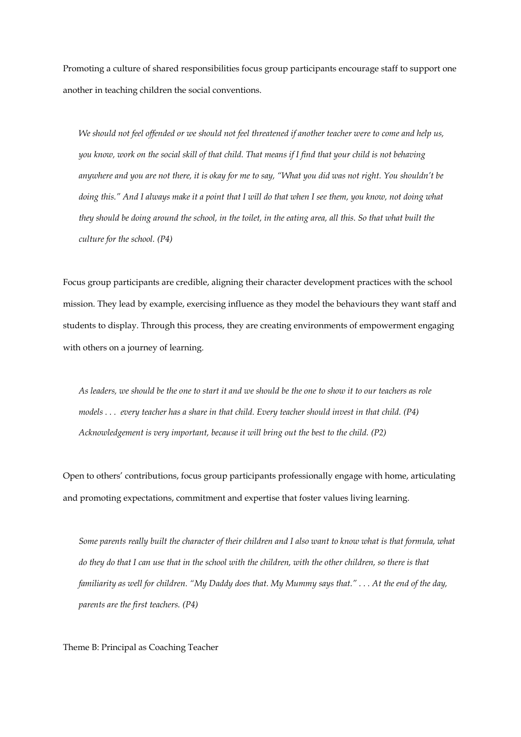Promoting a culture of shared responsibilities focus group participants encourage staff to support one another in teaching children the social conventions.

> *We should not feel offended or we should not feel threatened if another teacher were to come and help us, you know, work on the social skill of that child. That means if I find that your child is not behaving anywhere and you are not there, it is okay for me to say, "What you did was not right. You shouldn't be doing this." And I always make it a point that I will do that when I see them, you know, not doing what they should be doing around the school, in the toilet, in the eating area, all this. So that what built the culture for the school. (P4)*

Focus group participants are credible, aligning their character development practices with the school mission. They lead by example, exercising influence as they model the behaviours they want staff and students to display. Through this process, they are creating environments of empowerment engaging with others on a journey of learning.

> *As leaders, we should be the one to start it and we should be the one to show it to our teachers as role models . . . every teacher has a share in that child. Every teacher should invest in that child. (P4)*
> *Acknowledgement is very important, because it will bring out the best to the child. (P2)*

Open to others' contributions, focus group participants professionally engage with home, articulating and promoting expectations, commitment and expertise that foster values living learning.

> *Some parents really built the character of their children and I also want to know what is that formula, what do they do that I can use that in the school with the children, with the other children, so there is that familiarity as well for children. "My Daddy does that. My Mummy says that." . . . At the end of the day, parents are the first teachers. (P4)*

Theme B: Principal as Coaching Teacher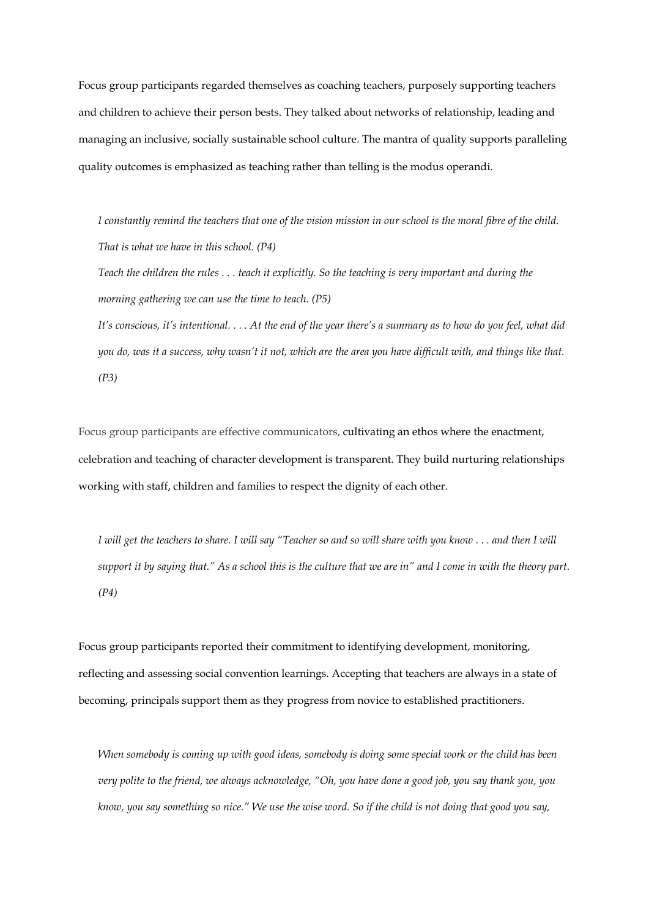Focus group participants regarded themselves as coaching teachers, purposely supporting teachers and children to achieve their person bests. They talked about networks of relationship, leading and managing an inclusive, socially sustainable school culture. The mantra of quality supports paralleling quality outcomes is emphasized as teaching rather than telling is the modus operandi.

> *I constantly remind the teachers that one of the vision mission in our school is the moral fibre of the child. That is what we have in this school. (P4)*
>
> *Teach the children the rules . . . teach it explicitly. So the teaching is very important and during the morning gathering we can use the time to teach. (P5)*
>
> *It's conscious, it's intentional. . . . At the end of the year there's a summary as to how do you feel, what did you do, was it a success, why wasn't it not, which are the area you have difficult with, and things like that. (P3)*

Focus group participants are effective communicators, cultivating an ethos where the enactment, celebration and teaching of character development is transparent. They build nurturing relationships working with staff, children and families to respect the dignity of each other.

> *I will get the teachers to share. I will say "Teacher so and so will share with you know . . . and then I will support it by saying that." As a school this is the culture that we are in" and I come in with the theory part. (P4)*

Focus group participants reported their commitment to identifying development, monitoring, reflecting and assessing social convention learnings. Accepting that teachers are always in a state of becoming, principals support them as they progress from novice to established practitioners.

> *When somebody is coming up with good ideas, somebody is doing some special work or the child has been very polite to the friend, we always acknowledge, "Oh, you have done a good job, you say thank you, you know, you say something so nice." We use the wise word. So if the child is not doing that good you say,*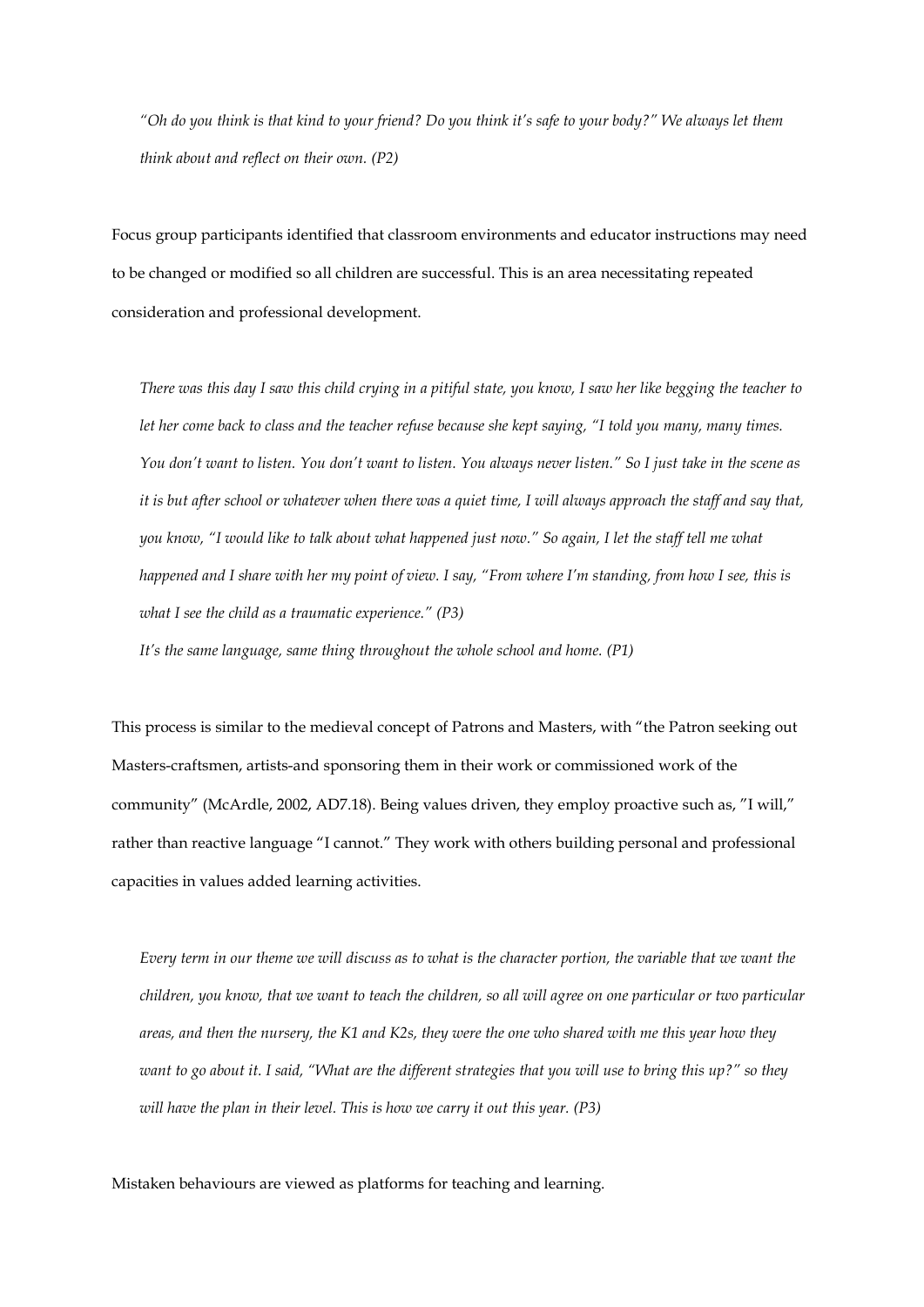*"Oh do you think is that kind to your friend? Do you think it's safe to your body?" We always let them think about and reflect on their own. (P2)*

Focus group participants identified that classroom environments and educator instructions may need to be changed or modified so all children are successful. This is an area necessitating repeated consideration and professional development.

*There was this day I saw this child crying in a pitiful state, you know, I saw her like begging the teacher to let her come back to class and the teacher refuse because she kept saying, "I told you many, many times. You don't want to listen. You don't want to listen. You always never listen." So I just take in the scene as it is but after school or whatever when there was a quiet time, I will always approach the staff and say that, you know, "I would like to talk about what happened just now." So again, I let the staff tell me what happened and I share with her my point of view. I say, "From where I'm standing, from how I see, this is what I see the child as a traumatic experience." (P3)*

*It's the same language, same thing throughout the whole school and home. (P1)*

This process is similar to the medieval concept of Patrons and Masters, with "the Patron seeking out Masters-craftsmen, artists-and sponsoring them in their work or commissioned work of the community" (McArdle, 2002, AD7.18). Being values driven, they employ proactive such as, "I will," rather than reactive language "I cannot." They work with others building personal and professional capacities in values added learning activities.

*Every term in our theme we will discuss as to what is the character portion, the variable that we want the children, you know, that we want to teach the children, so all will agree on one particular or two particular areas, and then the nursery, the K1 and K2s, they were the one who shared with me this year how they want to go about it. I said, "What are the different strategies that you will use to bring this up?" so they will have the plan in their level. This is how we carry it out this year. (P3)*

Mistaken behaviours are viewed as platforms for teaching and learning.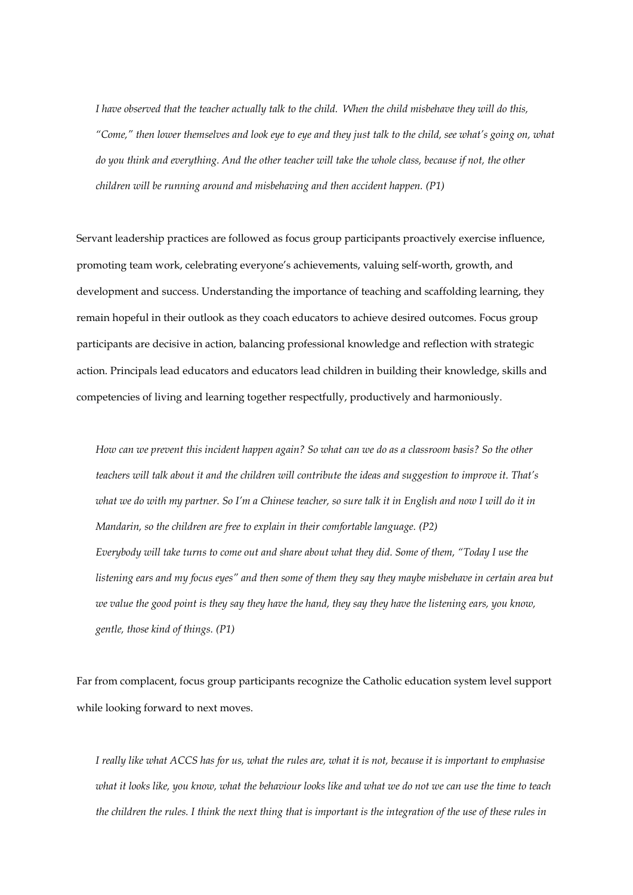*I have observed that the teacher actually talk to the child. When the child misbehave they will do this, "Come," then lower themselves and look eye to eye and they just talk to the child, see what's going on, what do you think and everything. And the other teacher will take the whole class, because if not, the other children will be running around and misbehaving and then accident happen. (P1)*

Servant leadership practices are followed as focus group participants proactively exercise influence, promoting team work, celebrating everyone's achievements, valuing self-worth, growth, and development and success. Understanding the importance of teaching and scaffolding learning, they remain hopeful in their outlook as they coach educators to achieve desired outcomes. Focus group participants are decisive in action, balancing professional knowledge and reflection with strategic action. Principals lead educators and educators lead children in building their knowledge, skills and competencies of living and learning together respectfully, productively and harmoniously.

*How can we prevent this incident happen again? So what can we do as a classroom basis? So the other teachers will talk about it and the children will contribute the ideas and suggestion to improve it. That's what we do with my partner. So I'm a Chinese teacher, so sure talk it in English and now I will do it in Mandarin, so the children are free to explain in their comfortable language. (P2)*

*Everybody will take turns to come out and share about what they did. Some of them, "Today I use the listening ears and my focus eyes" and then some of them they say they maybe misbehave in certain area but we value the good point is they say they have the hand, they say they have the listening ears, you know, gentle, those kind of things. (P1)*

Far from complacent, focus group participants recognize the Catholic education system level support while looking forward to next moves.

*I really like what ACCS has for us, what the rules are, what it is not, because it is important to emphasise what it looks like, you know, what the behaviour looks like and what we do not we can use the time to teach the children the rules. I think the next thing that is important is the integration of the use of these rules in*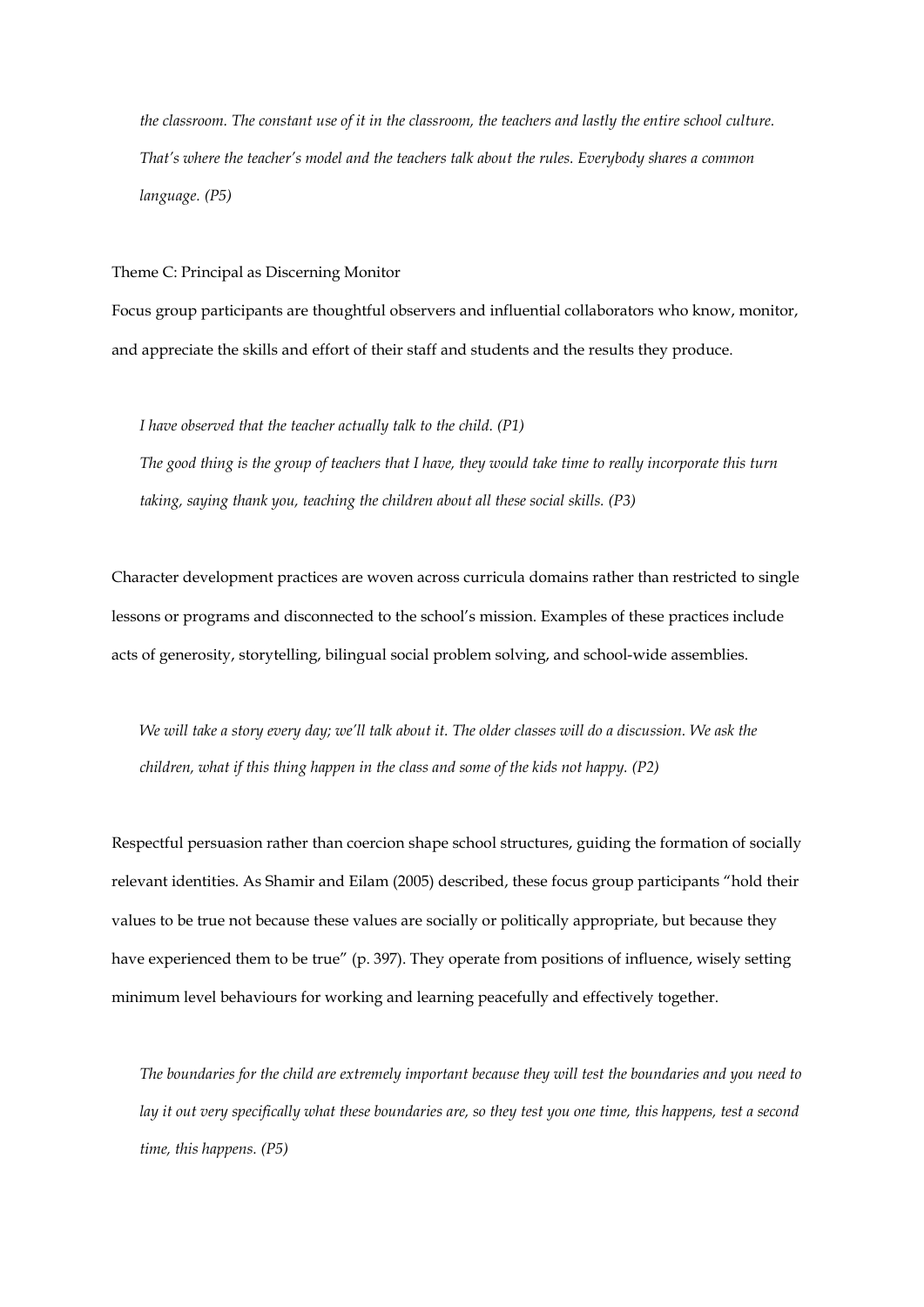*the classroom. The constant use of it in the classroom, the teachers and lastly the entire school culture. That's where the teacher's model and the teachers talk about the rules. Everybody shares a common language. (P5)*

Theme C: Principal as Discerning Monitor

Focus group participants are thoughtful observers and influential collaborators who know, monitor, and appreciate the skills and effort of their staff and students and the results they produce.

> *I have observed that the teacher actually talk to the child. (P1)*
>
> *The good thing is the group of teachers that I have, they would take time to really incorporate this turn taking, saying thank you, teaching the children about all these social skills. (P3)*

Character development practices are woven across curricula domains rather than restricted to single lessons or programs and disconnected to the school's mission. Examples of these practices include acts of generosity, storytelling, bilingual social problem solving, and school-wide assemblies.

> *We will take a story every day; we'll talk about it. The older classes will do a discussion. We ask the children, what if this thing happen in the class and some of the kids not happy. (P2)*

Respectful persuasion rather than coercion shape school structures, guiding the formation of socially relevant identities. As Shamir and Eilam (2005) described, these focus group participants "hold their values to be true not because these values are socially or politically appropriate, but because they have experienced them to be true" (p. 397). They operate from positions of influence, wisely setting minimum level behaviours for working and learning peacefully and effectively together.

> *The boundaries for the child are extremely important because they will test the boundaries and you need to lay it out very specifically what these boundaries are, so they test you one time, this happens, test a second time, this happens. (P5)*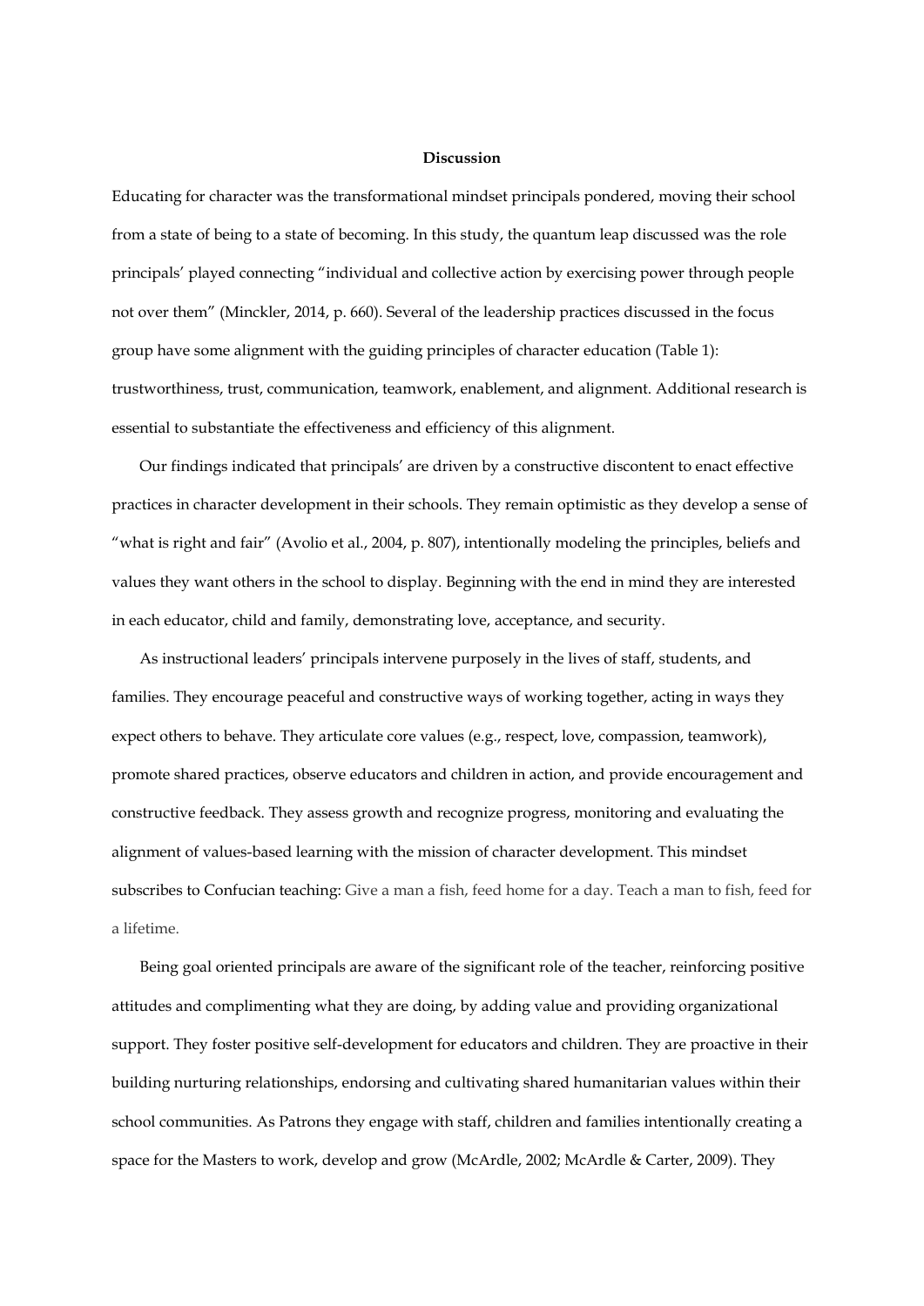**Discussion**

Educating for character was the transformational mindset principals pondered, moving their school from a state of being to a state of becoming. In this study, the quantum leap discussed was the role principals' played connecting "individual and collective action by exercising power through people not over them" (Minckler, 2014, p. 660). Several of the leadership practices discussed in the focus group have some alignment with the guiding principles of character education (Table 1): trustworthiness, trust, communication, teamwork, enablement, and alignment. Additional research is essential to substantiate the effectiveness and efficiency of this alignment.

Our findings indicated that principals' are driven by a constructive discontent to enact effective practices in character development in their schools. They remain optimistic as they develop a sense of "what is right and fair" (Avolio et al., 2004, p. 807), intentionally modeling the principles, beliefs and values they want others in the school to display. Beginning with the end in mind they are interested in each educator, child and family, demonstrating love, acceptance, and security.

As instructional leaders' principals intervene purposely in the lives of staff, students, and families. They encourage peaceful and constructive ways of working together, acting in ways they expect others to behave. They articulate core values (e.g., respect, love, compassion, teamwork), promote shared practices, observe educators and children in action, and provide encouragement and constructive feedback. They assess growth and recognize progress, monitoring and evaluating the alignment of values-based learning with the mission of character development. This mindset subscribes to Confucian teaching: Give a man a fish, feed home for a day. Teach a man to fish, feed for a lifetime.

Being goal oriented principals are aware of the significant role of the teacher, reinforcing positive attitudes and complimenting what they are doing, by adding value and providing organizational support. They foster positive self-development for educators and children. They are proactive in their building nurturing relationships, endorsing and cultivating shared humanitarian values within their school communities. As Patrons they engage with staff, children and families intentionally creating a space for the Masters to work, develop and grow (McArdle, 2002; McArdle & Carter, 2009). They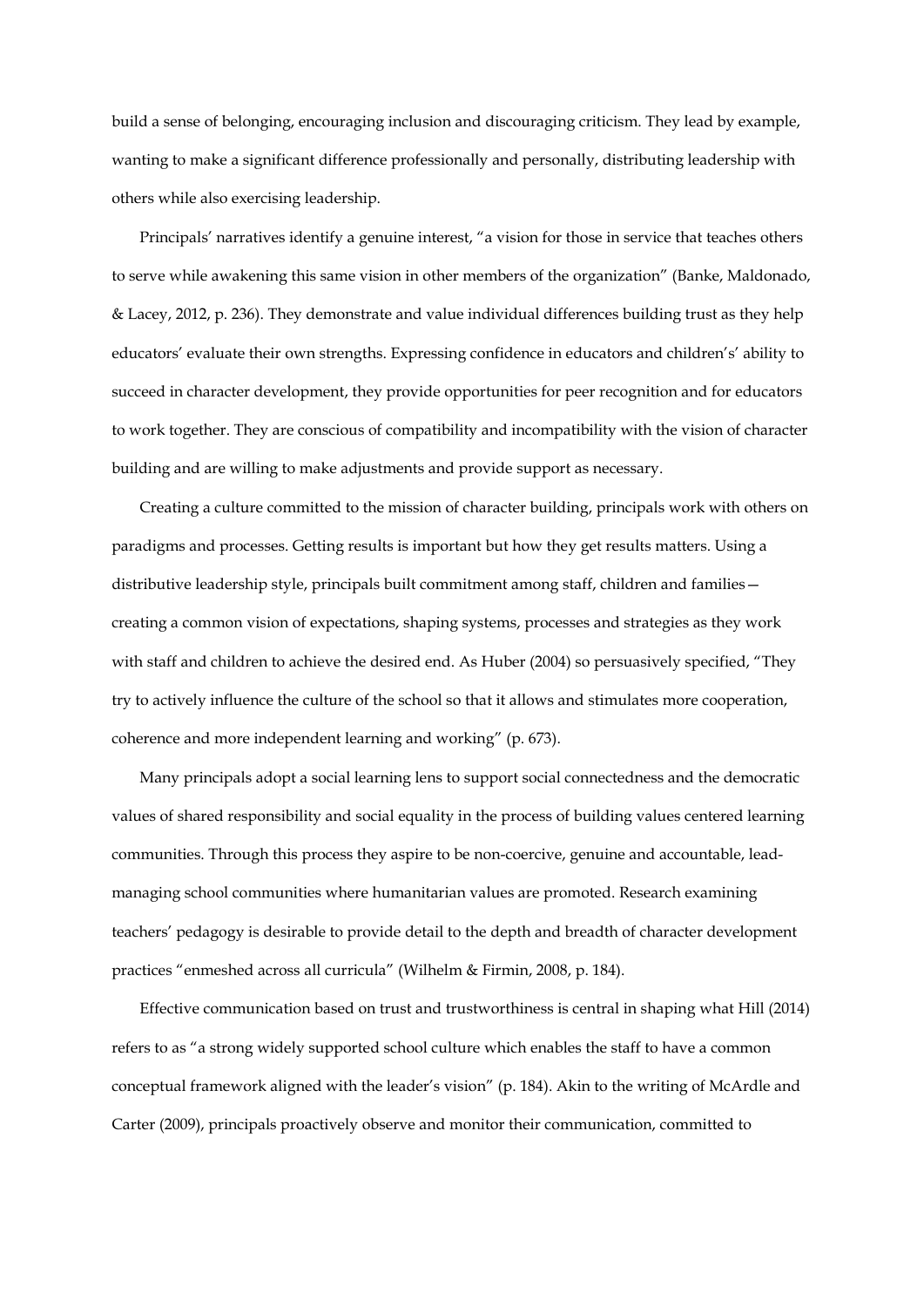build a sense of belonging, encouraging inclusion and discouraging criticism. They lead by example, wanting to make a significant difference professionally and personally, distributing leadership with others while also exercising leadership.

Principals' narratives identify a genuine interest, "a vision for those in service that teaches others to serve while awakening this same vision in other members of the organization" (Banke, Maldonado, & Lacey, 2012, p. 236). They demonstrate and value individual differences building trust as they help educators' evaluate their own strengths. Expressing confidence in educators and children's' ability to succeed in character development, they provide opportunities for peer recognition and for educators to work together. They are conscious of compatibility and incompatibility with the vision of character building and are willing to make adjustments and provide support as necessary.

Creating a culture committed to the mission of character building, principals work with others on paradigms and processes. Getting results is important but how they get results matters. Using a distributive leadership style, principals built commitment among staff, children and families—creating a common vision of expectations, shaping systems, processes and strategies as they work with staff and children to achieve the desired end. As Huber (2004) so persuasively specified, "They try to actively influence the culture of the school so that it allows and stimulates more cooperation, coherence and more independent learning and working" (p. 673).

Many principals adopt a social learning lens to support social connectedness and the democratic values of shared responsibility and social equality in the process of building values centered learning communities. Through this process they aspire to be non-coercive, genuine and accountable, lead-managing school communities where humanitarian values are promoted. Research examining teachers' pedagogy is desirable to provide detail to the depth and breadth of character development practices "enmeshed across all curricula" (Wilhelm & Firmin, 2008, p. 184).

Effective communication based on trust and trustworthiness is central in shaping what Hill (2014) refers to as "a strong widely supported school culture which enables the staff to have a common conceptual framework aligned with the leader's vision" (p. 184). Akin to the writing of McArdle and Carter (2009), principals proactively observe and monitor their communication, committed to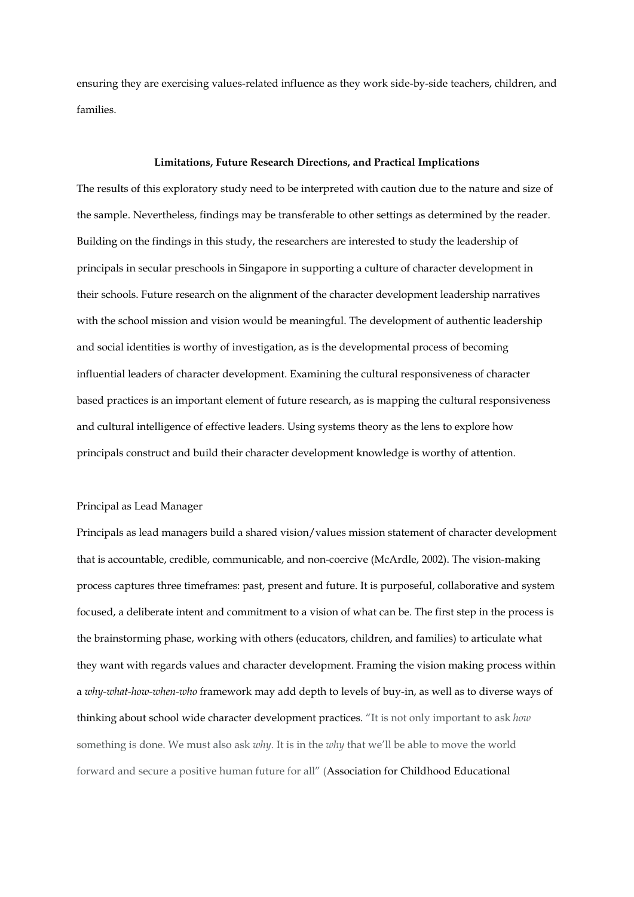ensuring they are exercising values-related influence as they work side-by-side teachers, children, and families.

## Limitations, Future Research Directions, and Practical Implications

The results of this exploratory study need to be interpreted with caution due to the nature and size of the sample. Nevertheless, findings may be transferable to other settings as determined by the reader. Building on the findings in this study, the researchers are interested to study the leadership of principals in secular preschools in Singapore in supporting a culture of character development in their schools. Future research on the alignment of the character development leadership narratives with the school mission and vision would be meaningful. The development of authentic leadership and social identities is worthy of investigation, as is the developmental process of becoming influential leaders of character development. Examining the cultural responsiveness of character based practices is an important element of future research, as is mapping the cultural responsiveness and cultural intelligence of effective leaders. Using systems theory as the lens to explore how principals construct and build their character development knowledge is worthy of attention.

### Principal as Lead Manager

Principals as lead managers build a shared vision/values mission statement of character development that is accountable, credible, communicable, and non-coercive (McArdle, 2002). The vision-making process captures three timeframes: past, present and future. It is purposeful, collaborative and system focused, a deliberate intent and commitment to a vision of what can be. The first step in the process is the brainstorming phase, working with others (educators, children, and families) to articulate what they want with regards values and character development. Framing the vision making process within a *why-what-how-when-who* framework may add depth to levels of buy-in, as well as to diverse ways of thinking about school wide character development practices. "It is not only important to ask *how* something is done. We must also ask *why*. It is in the *why* that we'll be able to move the world forward and secure a positive human future for all" (Association for Childhood Educational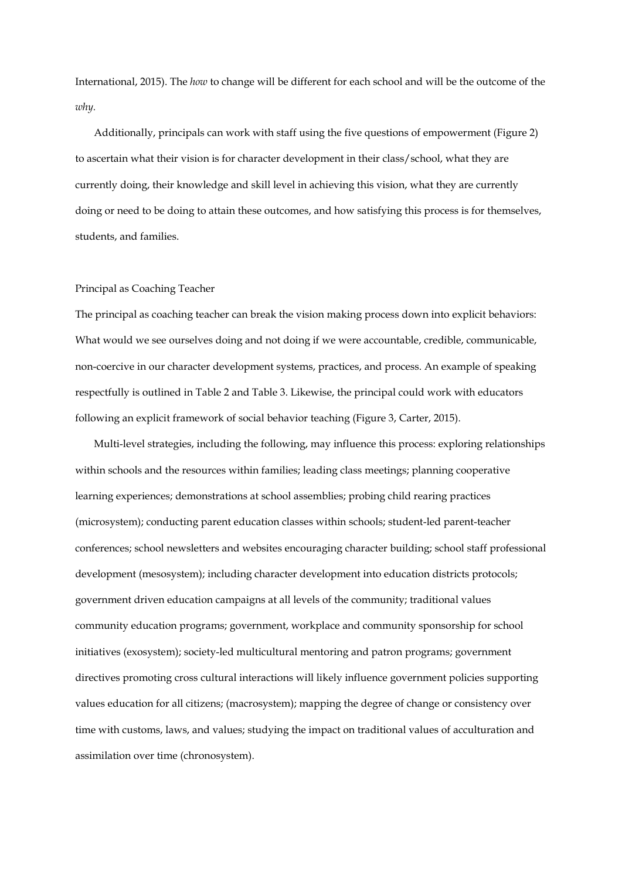International, 2015). The *how* to change will be different for each school and will be the outcome of the *why.*

Additionally, principals can work with staff using the five questions of empowerment (Figure 2) to ascertain what their vision is for character development in their class/school, what they are currently doing, their knowledge and skill level in achieving this vision, what they are currently doing or need to be doing to attain these outcomes, and how satisfying this process is for themselves, students, and families.

### Principal as Coaching Teacher

The principal as coaching teacher can break the vision making process down into explicit behaviors: What would we see ourselves doing and not doing if we were accountable, credible, communicable, non-coercive in our character development systems, practices, and process. An example of speaking respectfully is outlined in Table 2 and Table 3. Likewise, the principal could work with educators following an explicit framework of social behavior teaching (Figure 3, Carter, 2015).

Multi-level strategies, including the following, may influence this process: exploring relationships within schools and the resources within families; leading class meetings; planning cooperative learning experiences; demonstrations at school assemblies; probing child rearing practices (microsystem); conducting parent education classes within schools; student-led parent-teacher conferences; school newsletters and websites encouraging character building; school staff professional development (mesosystem); including character development into education districts protocols; government driven education campaigns at all levels of the community; traditional values community education programs; government, workplace and community sponsorship for school initiatives (exosystem); society-led multicultural mentoring and patron programs; government directives promoting cross cultural interactions will likely influence government policies supporting values education for all citizens; (macrosystem); mapping the degree of change or consistency over time with customs, laws, and values; studying the impact on traditional values of acculturation and assimilation over time (chronosystem).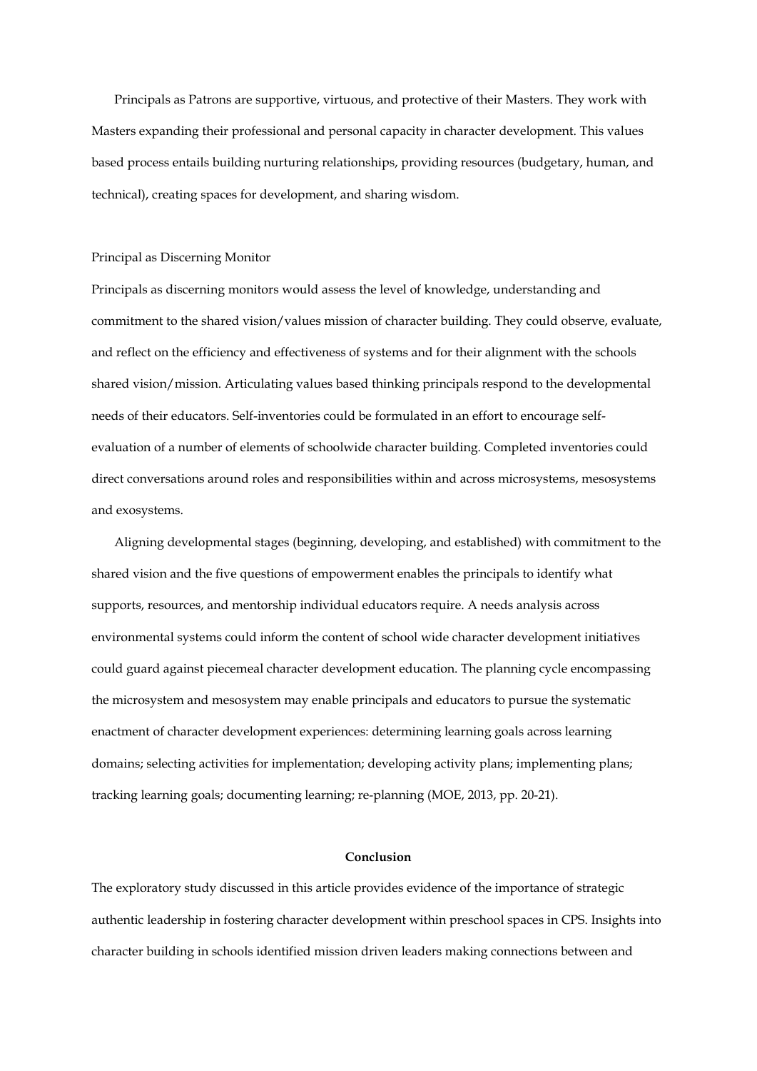Principals as Patrons are supportive, virtuous, and protective of their Masters. They work with Masters expanding their professional and personal capacity in character development. This values based process entails building nurturing relationships, providing resources (budgetary, human, and technical), creating spaces for development, and sharing wisdom.

Principal as Discerning Monitor

Principals as discerning monitors would assess the level of knowledge, understanding and commitment to the shared vision/values mission of character building. They could observe, evaluate, and reflect on the efficiency and effectiveness of systems and for their alignment with the schools shared vision/mission. Articulating values based thinking principals respond to the developmental needs of their educators. Self-inventories could be formulated in an effort to encourage self-evaluation of a number of elements of schoolwide character building. Completed inventories could direct conversations around roles and responsibilities within and across microsystems, mesosystems and exosystems.

Aligning developmental stages (beginning, developing, and established) with commitment to the shared vision and the five questions of empowerment enables the principals to identify what supports, resources, and mentorship individual educators require. A needs analysis across environmental systems could inform the content of school wide character development initiatives could guard against piecemeal character development education. The planning cycle encompassing the microsystem and mesosystem may enable principals and educators to pursue the systematic enactment of character development experiences: determining learning goals across learning domains; selecting activities for implementation; developing activity plans; implementing plans; tracking learning goals; documenting learning; re-planning (MOE, 2013, pp. 20-21).

## Conclusion

The exploratory study discussed in this article provides evidence of the importance of strategic authentic leadership in fostering character development within preschool spaces in CPS. Insights into character building in schools identified mission driven leaders making connections between and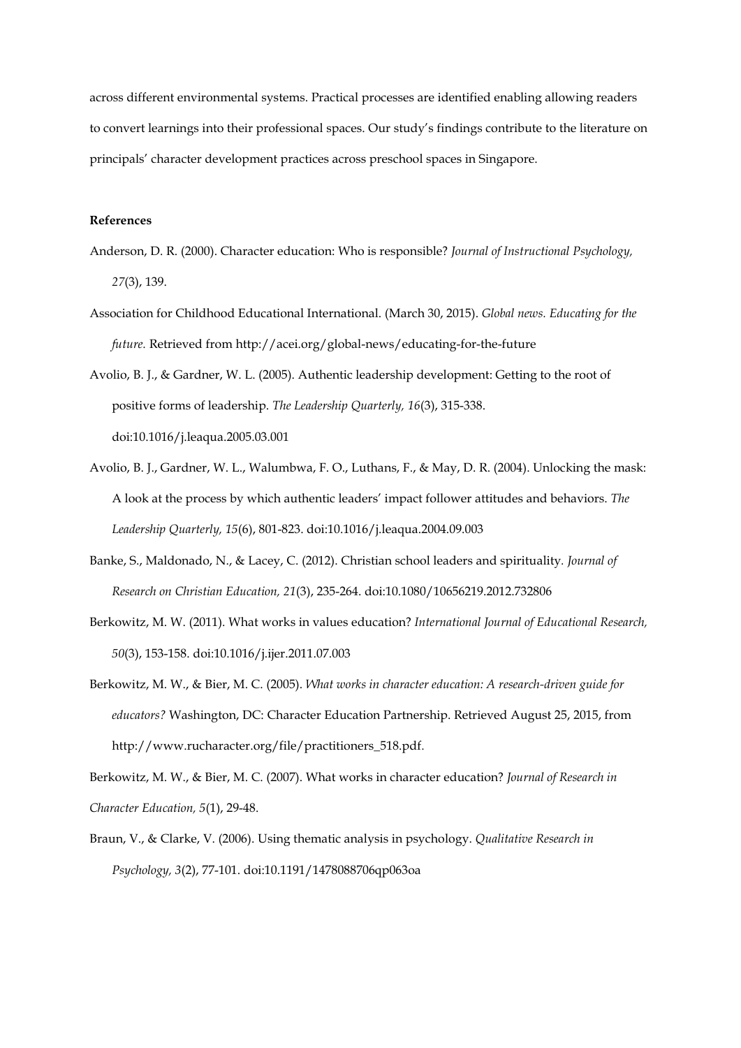across different environmental systems. Practical processes are identified enabling allowing readers to convert learnings into their professional spaces. Our study's findings contribute to the literature on principals' character development practices across preschool spaces in Singapore.

**References**

Anderson, D. R. (2000). Character education: Who is responsible? *Journal of Instructional Psychology, 27*(3), 139.

Association for Childhood Educational International. (March 30, 2015). *Global news. Educating for the future.* Retrieved from http://acei.org/global-news/educating-for-the-future

Avolio, B. J., & Gardner, W. L. (2005). Authentic leadership development: Getting to the root of positive forms of leadership. *The Leadership Quarterly, 16*(3), 315-338. doi:10.1016/j.leaqua.2005.03.001

Avolio, B. J., Gardner, W. L., Walumbwa, F. O., Luthans, F., & May, D. R. (2004). Unlocking the mask: A look at the process by which authentic leaders' impact follower attitudes and behaviors. *The Leadership Quarterly, 15*(6), 801-823. doi:10.1016/j.leaqua.2004.09.003

Banke, S., Maldonado, N., & Lacey, C. (2012). Christian school leaders and spirituality. *Journal of Research on Christian Education, 21*(3), 235-264. doi:10.1080/10656219.2012.732806

Berkowitz, M. W. (2011). What works in values education? *International Journal of Educational Research, 50*(3), 153-158. doi:10.1016/j.ijer.2011.07.003

Berkowitz, M. W., & Bier, M. C. (2005). *What works in character education: A research-driven guide for educators?* Washington, DC: Character Education Partnership. Retrieved August 25, 2015, from http://www.rucharacter.org/file/practitioners_518.pdf.

Berkowitz, M. W., & Bier, M. C. (2007). What works in character education? *Journal of Research in Character Education, 5*(1), 29-48.

Braun, V., & Clarke, V. (2006). Using thematic analysis in psychology. *Qualitative Research in Psychology, 3*(2), 77-101. doi:10.1191/1478088706qp063oa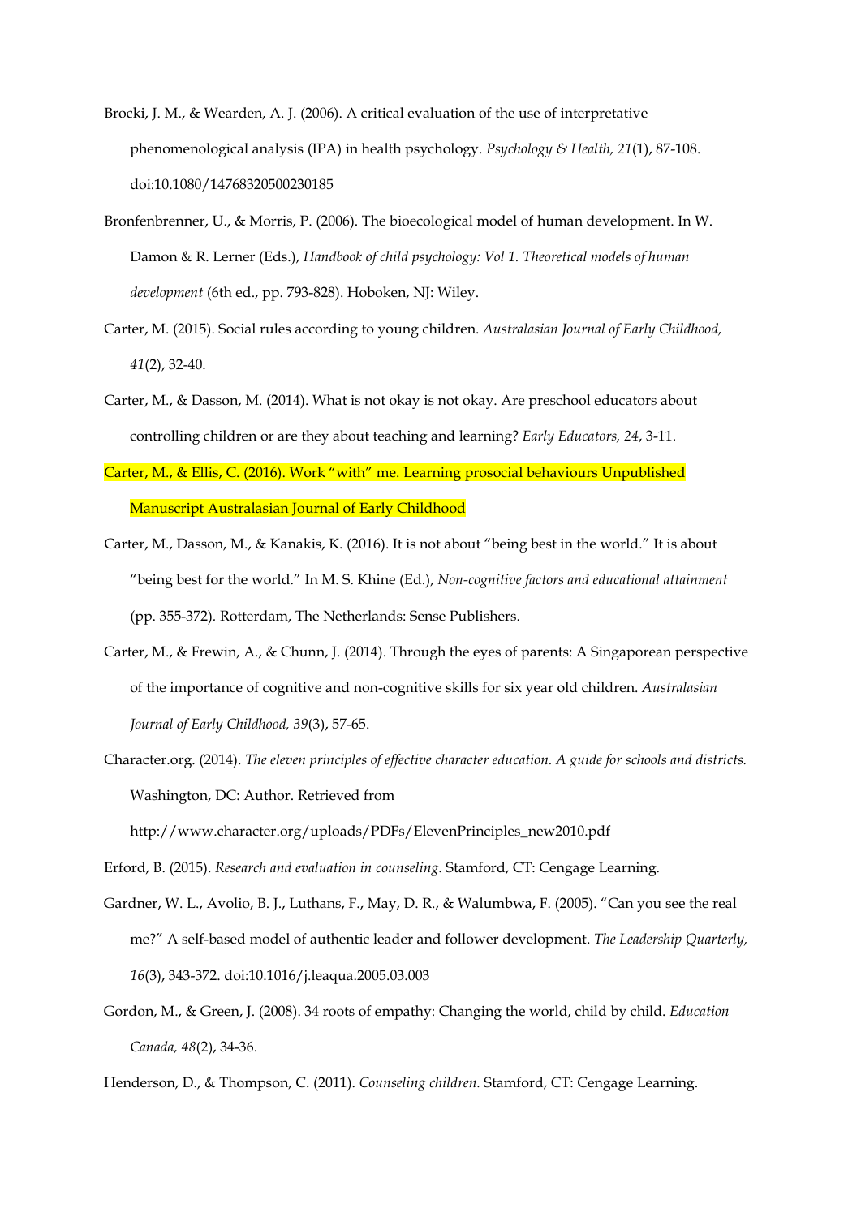Brocki, J. M., & Wearden, A. J. (2006). A critical evaluation of the use of interpretative phenomenological analysis (IPA) in health psychology. *Psychology & Health, 21*(1), 87-108. doi:10.1080/14768320500230185

Bronfenbrenner, U., & Morris, P. (2006). The bioecological model of human development. In W. Damon & R. Lerner (Eds.), *Handbook of child psychology: Vol 1. Theoretical models of human development* (6th ed., pp. 793-828). Hoboken, NJ: Wiley.

Carter, M. (2015). Social rules according to young children. *Australasian Journal of Early Childhood, 41*(2), 32-40.

Carter, M., & Dasson, M. (2014). What is not okay is not okay. Are preschool educators about controlling children or are they about teaching and learning? *Early Educators, 24*, 3-11.

Carter, M., & Ellis, C. (2016). Work "with" me. Learning prosocial behaviours Unpublished Manuscript Australasian Journal of Early Childhood

Carter, M., Dasson, M., & Kanakis, K. (2016). It is not about "being best in the world." It is about "being best for the world." In M. S. Khine (Ed.), *Non-cognitive factors and educational attainment* (pp. 355-372). Rotterdam, The Netherlands: Sense Publishers.

Carter, M., & Frewin, A., & Chunn, J. (2014). Through the eyes of parents: A Singaporean perspective of the importance of cognitive and non-cognitive skills for six year old children. *Australasian Journal of Early Childhood, 39*(3), 57-65.

Character.org. (2014). *The eleven principles of effective character education. A guide for schools and districts.* Washington, DC: Author. Retrieved from http://www.character.org/uploads/PDFs/ElevenPrinciples_new2010.pdf

Erford, B. (2015). *Research and evaluation in counseling.* Stamford, CT: Cengage Learning.

Gardner, W. L., Avolio, B. J., Luthans, F., May, D. R., & Walumbwa, F. (2005). "Can you see the real me?" A self-based model of authentic leader and follower development. *The Leadership Quarterly, 16*(3), 343-372. doi:10.1016/j.leaqua.2005.03.003

Gordon, M., & Green, J. (2008). 34 roots of empathy: Changing the world, child by child. *Education Canada, 48*(2), 34-36.

Henderson, D., & Thompson, C. (2011). *Counseling children.* Stamford, CT: Cengage Learning.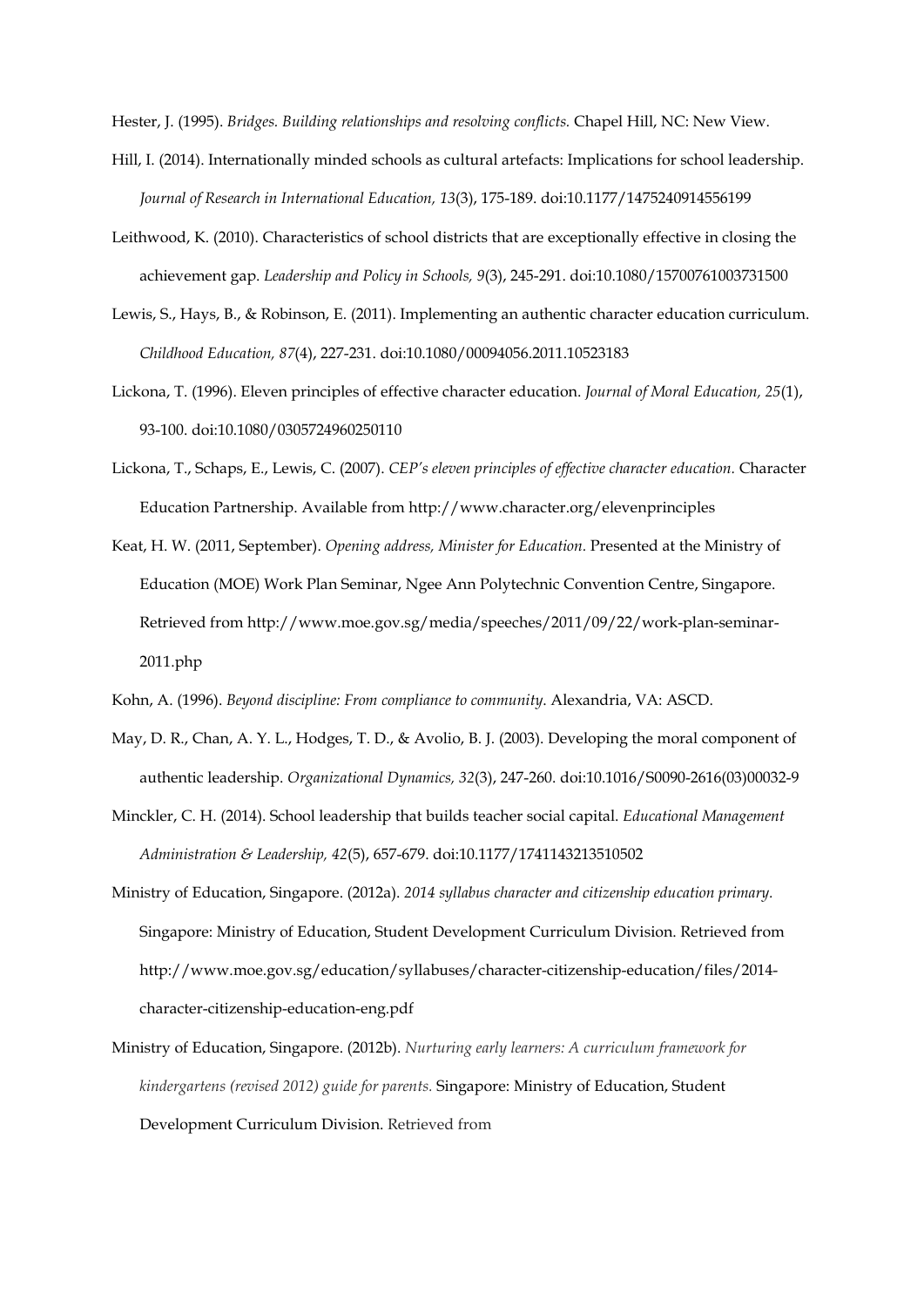Hester, J. (1995). *Bridges. Building relationships and resolving conflicts.* Chapel Hill, NC: New View.

Hill, I. (2014). Internationally minded schools as cultural artefacts: Implications for school leadership. *Journal of Research in International Education, 13*(3), 175-189. doi:10.1177/1475240914556199

Leithwood, K. (2010). Characteristics of school districts that are exceptionally effective in closing the achievement gap. *Leadership and Policy in Schools, 9*(3), 245-291. doi:10.1080/15700761003731500

Lewis, S., Hays, B., & Robinson, E. (2011). Implementing an authentic character education curriculum. *Childhood Education, 87*(4), 227-231. doi:10.1080/00094056.2011.10523183

Lickona, T. (1996). Eleven principles of effective character education. *Journal of Moral Education, 25*(1), 93-100. doi:10.1080/0305724960250110

Lickona, T., Schaps, E., Lewis, C. (2007). *CEP's eleven principles of effective character education.* Character Education Partnership. Available from http://www.character.org/elevenprinciples

Keat, H. W. (2011, September). *Opening address, Minister for Education.* Presented at the Ministry of Education (MOE) Work Plan Seminar, Ngee Ann Polytechnic Convention Centre, Singapore. Retrieved from http://www.moe.gov.sg/media/speeches/2011/09/22/work-plan-seminar-2011.php

Kohn, A. (1996). *Beyond discipline: From compliance to community.* Alexandria, VA: ASCD.

May, D. R., Chan, A. Y. L., Hodges, T. D., & Avolio, B. J. (2003). Developing the moral component of authentic leadership. *Organizational Dynamics, 32*(3), 247-260. doi:10.1016/S0090-2616(03)00032-9

Minckler, C. H. (2014). School leadership that builds teacher social capital. *Educational Management Administration & Leadership, 42*(5), 657-679. doi:10.1177/1741143213510502

Ministry of Education, Singapore. (2012a). *2014 syllabus character and citizenship education primary.* Singapore: Ministry of Education, Student Development Curriculum Division. Retrieved from http://www.moe.gov.sg/education/syllabuses/character-citizenship-education/files/2014-character-citizenship-education-eng.pdf

Ministry of Education, Singapore. (2012b). *Nurturing early learners: A curriculum framework for kindergartens (revised 2012) guide for parents.* Singapore: Ministry of Education, Student Development Curriculum Division. Retrieved from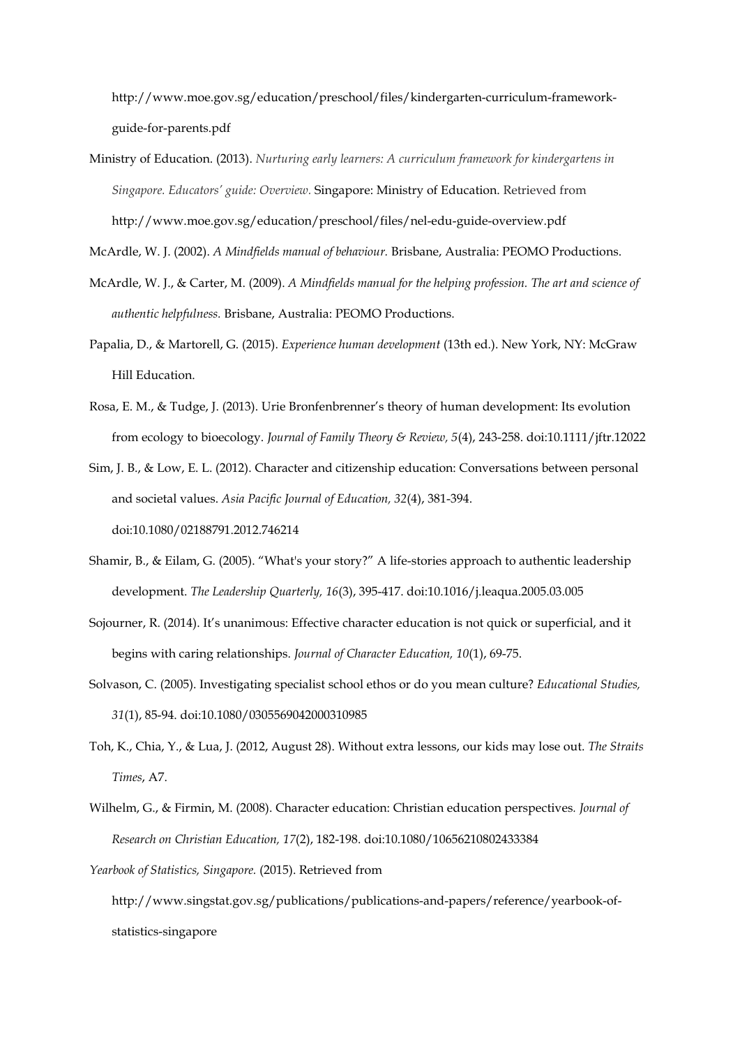http://www.moe.gov.sg/education/preschool/files/kindergarten-curriculum-framework-guide-for-parents.pdf

Ministry of Education. (2013). *Nurturing early learners: A curriculum framework for kindergartens in Singapore. Educators' guide: Overview.* Singapore: Ministry of Education. Retrieved from http://www.moe.gov.sg/education/preschool/files/nel-edu-guide-overview.pdf

McArdle, W. J. (2002). *A Mindfields manual of behaviour.* Brisbane, Australia: PEOMO Productions.

McArdle, W. J., & Carter, M. (2009). *A Mindfields manual for the helping profession. The art and science of authentic helpfulness.* Brisbane, Australia: PEOMO Productions.

Papalia, D., & Martorell, G. (2015). *Experience human development* (13th ed.). New York, NY: McGraw Hill Education.

Rosa, E. M., & Tudge, J. (2013). Urie Bronfenbrenner's theory of human development: Its evolution from ecology to bioecology. *Journal of Family Theory & Review, 5*(4), 243-258. doi:10.1111/jftr.12022

Sim, J. B., & Low, E. L. (2012). Character and citizenship education: Conversations between personal and societal values. *Asia Pacific Journal of Education, 32*(4), 381-394. doi:10.1080/02188791.2012.746214

Shamir, B., & Eilam, G. (2005). "What's your story?" A life-stories approach to authentic leadership development. *The Leadership Quarterly, 16*(3), 395-417. doi:10.1016/j.leaqua.2005.03.005

Sojourner, R. (2014). It's unanimous: Effective character education is not quick or superficial, and it begins with caring relationships. *Journal of Character Education, 10*(1), 69-75.

Solvason, C. (2005). Investigating specialist school ethos or do you mean culture? *Educational Studies, 31*(1), 85-94. doi:10.1080/0305569042000310985

Toh, K., Chia, Y., & Lua, J. (2012, August 28). Without extra lessons, our kids may lose out. *The Straits Times*, A7.

Wilhelm, G., & Firmin, M. (2008). Character education: Christian education perspectives. *Journal of Research on Christian Education, 17*(2), 182-198. doi:10.1080/10656210802433384

*Yearbook of Statistics, Singapore.* (2015). Retrieved from http://www.singstat.gov.sg/publications/publications-and-papers/reference/yearbook-of-statistics-singapore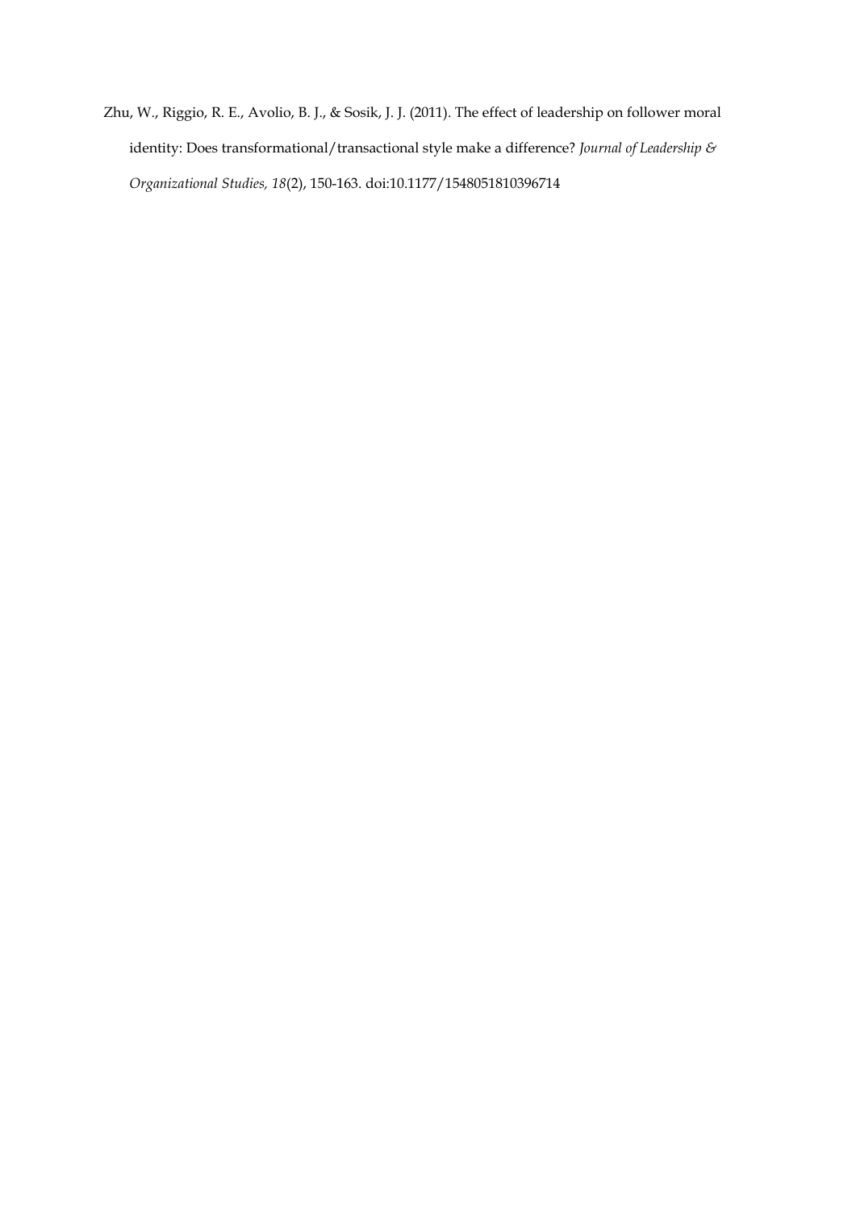Zhu, W., Riggio, R. E., Avolio, B. J., & Sosik, J. J. (2011). The effect of leadership on follower moral identity: Does transformational/transactional style make a difference? *Journal of Leadership & Organizational Studies, 18*(2), 150-163. doi:10.1177/1548051810396714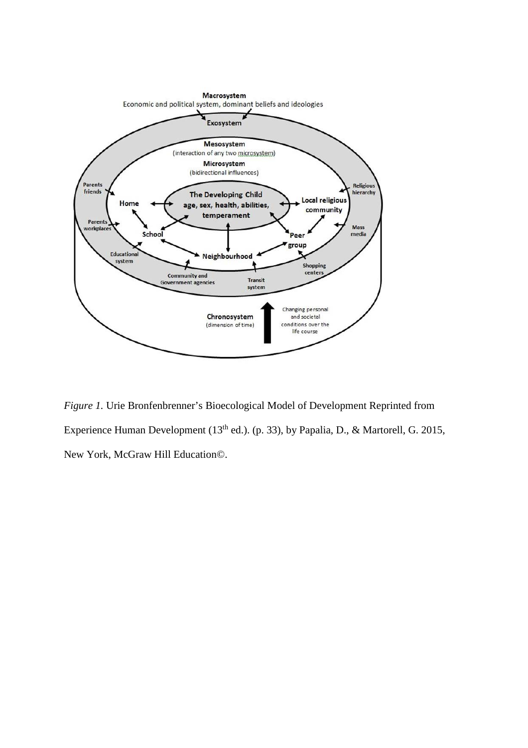*Figure 1.* Urie Bronfenbrenner's Bioecological Model of Development Reprinted from Experience Human Development (13th ed.). (p. 33), by Papalia, D., & Martorell, G. 2015, New York, McGraw Hill Education©.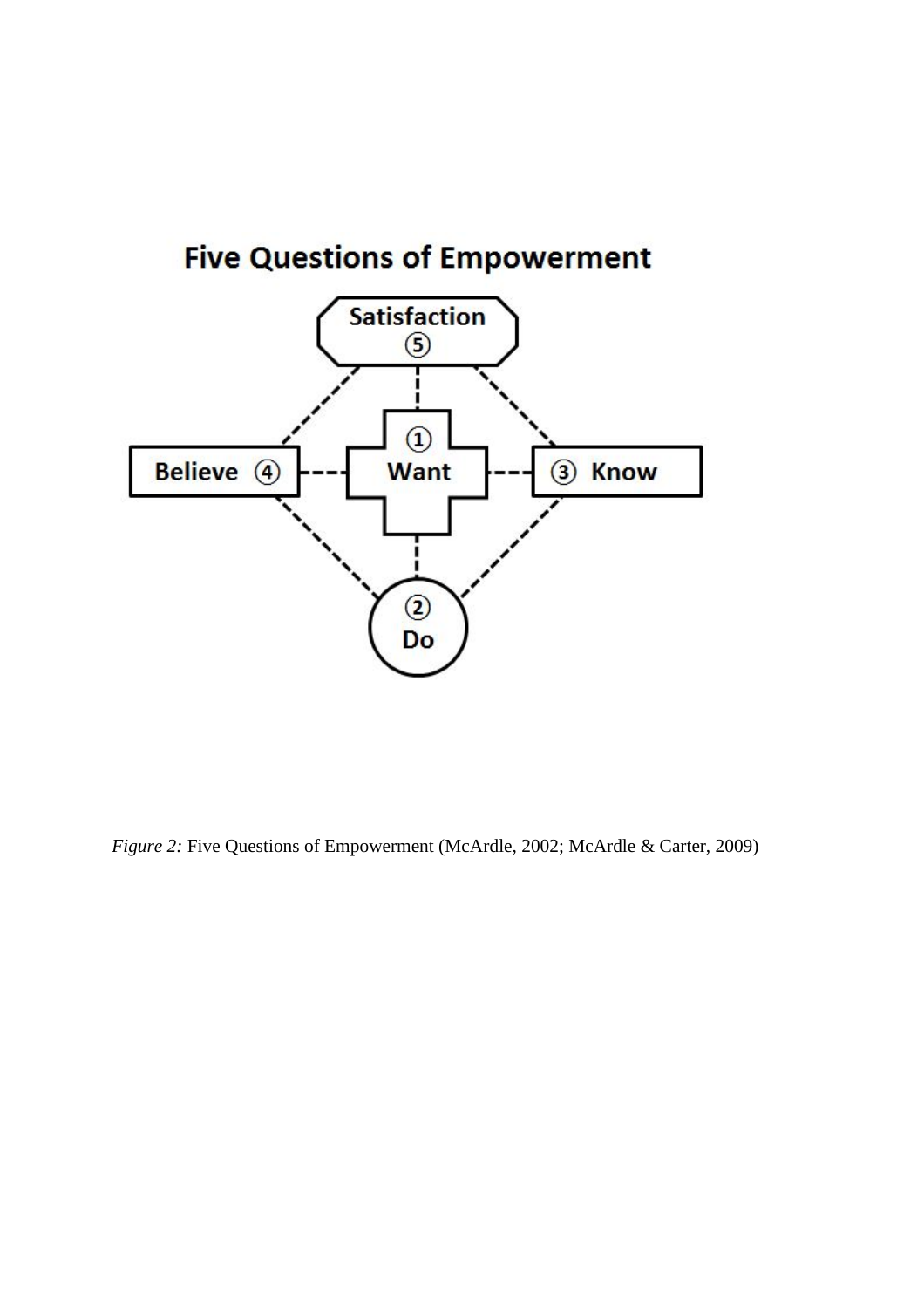## Five Questions of Empowerment

Satisfaction ⑤

Believe ④ — ① Want — ③ Know

② Do

*Figure 2:* Five Questions of Empowerment (McArdle, 2002; McArdle & Carter, 2009)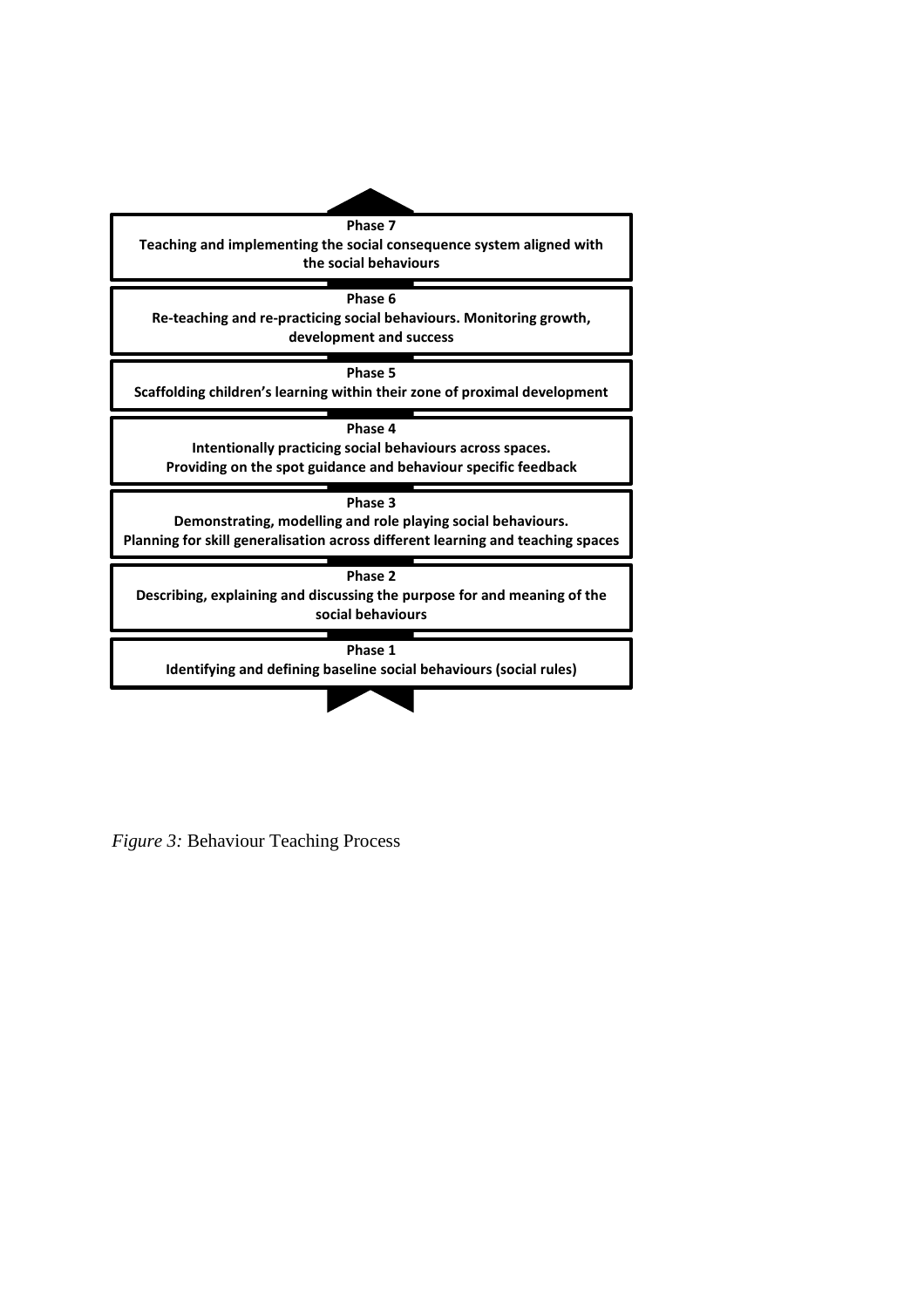**Phase 7**
**Teaching and implementing the social consequence system aligned with the social behaviours**

**Phase 6**
**Re-teaching and re-practicing social behaviours. Monitoring growth, development and success**

**Phase 5**
**Scaffolding children's learning within their zone of proximal development**

**Phase 4**
**Intentionally practicing social behaviours across spaces.**
**Providing on the spot guidance and behaviour specific feedback**

**Phase 3**
**Demonstrating, modelling and role playing social behaviours.**
**Planning for skill generalisation across different learning and teaching spaces**

**Phase 2**
**Describing, explaining and discussing the purpose for and meaning of the social behaviours**

**Phase 1**
**Identifying and defining baseline social behaviours (social rules)**

*Figure 3:* Behaviour Teaching Process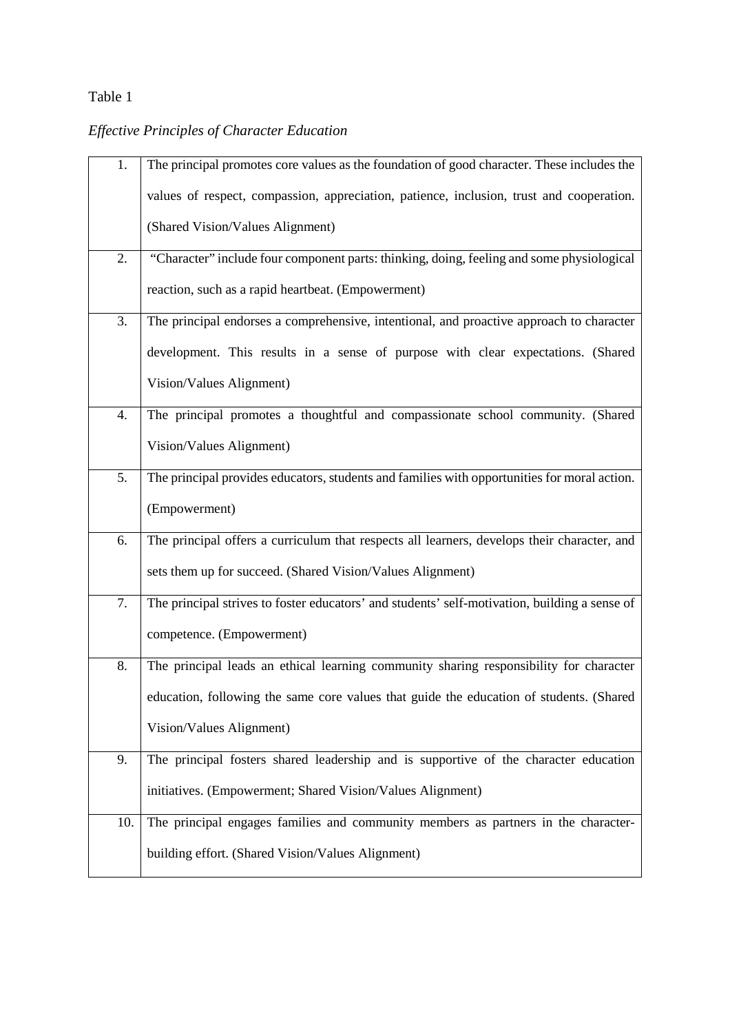Table 1

*Effective Principles of Character Education*

| | |
|---|---|
| 1. | The principal promotes core values as the foundation of good character. These includes the values of respect, compassion, appreciation, patience, inclusion, trust and cooperation. (Shared Vision/Values Alignment) |
| 2. | "Character" include four component parts: thinking, doing, feeling and some physiological reaction, such as a rapid heartbeat. (Empowerment) |
| 3. | The principal endorses a comprehensive, intentional, and proactive approach to character development. This results in a sense of purpose with clear expectations. (Shared Vision/Values Alignment) |
| 4. | The principal promotes a thoughtful and compassionate school community. (Shared Vision/Values Alignment) |
| 5. | The principal provides educators, students and families with opportunities for moral action. (Empowerment) |
| 6. | The principal offers a curriculum that respects all learners, develops their character, and sets them up for succeed. (Shared Vision/Values Alignment) |
| 7. | The principal strives to foster educators' and students' self-motivation, building a sense of competence. (Empowerment) |
| 8. | The principal leads an ethical learning community sharing responsibility for character education, following the same core values that guide the education of students. (Shared Vision/Values Alignment) |
| 9. | The principal fosters shared leadership and is supportive of the character education initiatives. (Empowerment; Shared Vision/Values Alignment) |
| 10. | The principal engages families and community members as partners in the character-building effort. (Shared Vision/Values Alignment) |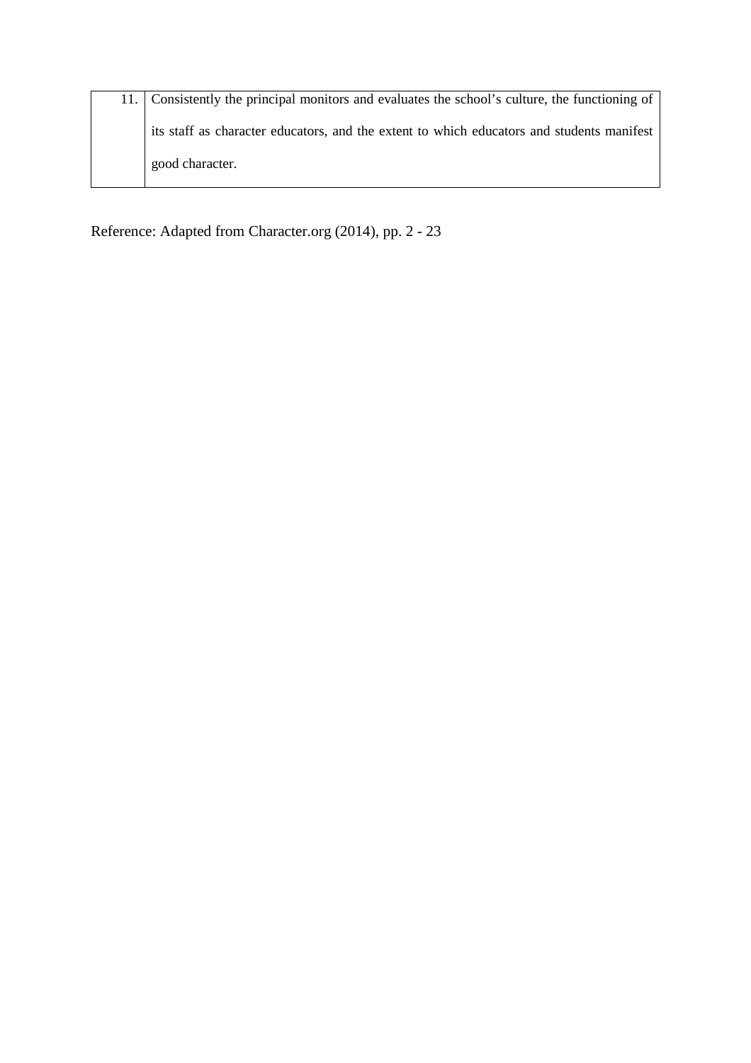| | |
|---|---|
| 11. | Consistently the principal monitors and evaluates the school's culture, the functioning of its staff as character educators, and the extent to which educators and students manifest good character. |

Reference: Adapted from Character.org (2014), pp. 2 - 23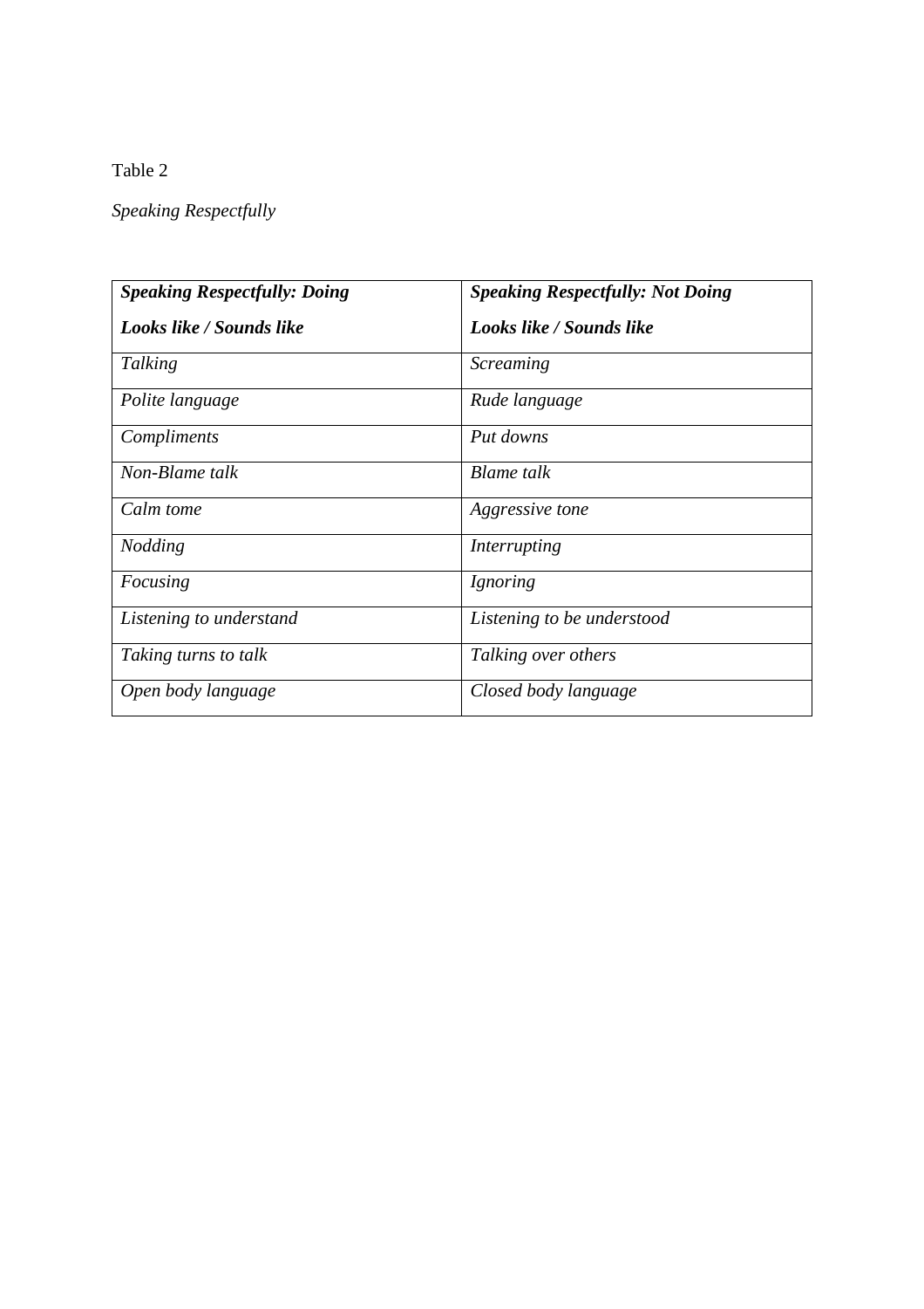Table 2

*Speaking Respectfully*

| ***Speaking Respectfully: Doing*** <br> ***Looks like / Sounds like*** | ***Speaking Respectfully: Not Doing*** <br> ***Looks like / Sounds like*** |
|---|---|
| *Talking* | *Screaming* |
| *Polite language* | *Rude language* |
| *Compliments* | *Put downs* |
| *Non-Blame talk* | *Blame talk* |
| *Calm tome* | *Aggressive tone* |
| *Nodding* | *Interrupting* |
| *Focusing* | *Ignoring* |
| *Listening to understand* | *Listening to be understood* |
| *Taking turns to talk* | *Talking over others* |
| *Open body language* | *Closed body language* |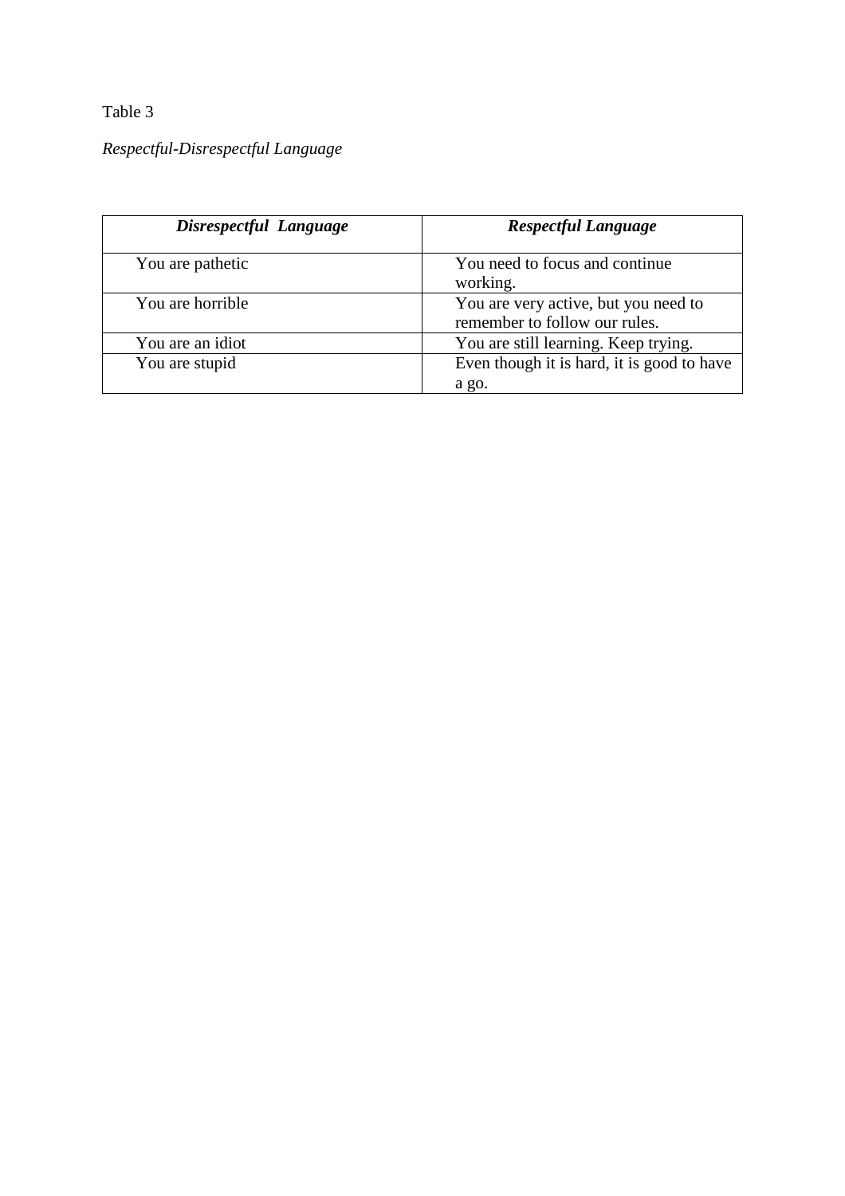Table 3

*Respectful-Disrespectful Language*

| ***Disrespectful Language*** | ***Respectful Language*** |
|---|---|
| You are pathetic | You need to focus and continue working. |
| You are horrible | You are very active, but you need to remember to follow our rules. |
| You are an idiot | You are still learning. Keep trying. |
| You are stupid | Even though it is hard, it is good to have a go. |